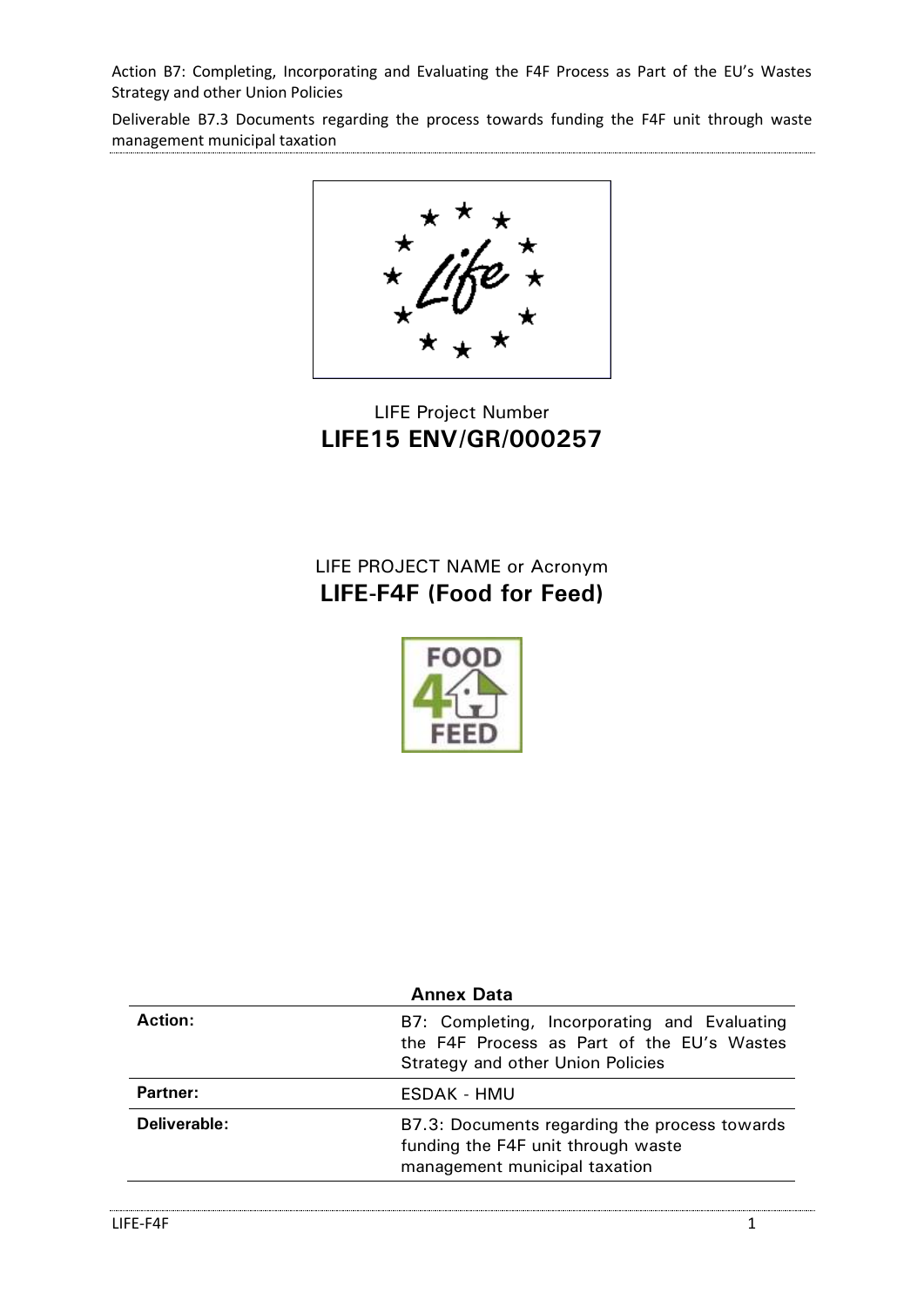LIFE Project Number

**LIFE15 ENV/GR/000257**

LIFE PROJECT NAME or Acronym

**LIFE-F4F (Food for Feed)**

**Annex Data**

| | |
|---|---|
| **Action:** | B7: Completing, Incorporating and Evaluating the F4F Process as Part of the EU's Wastes Strategy and other Union Policies |
| **Partner:** | ESDAK - HMU |
| **Deliverable:** | B7.3: Documents regarding the process towards funding the F4F unit through waste management municipal taxation |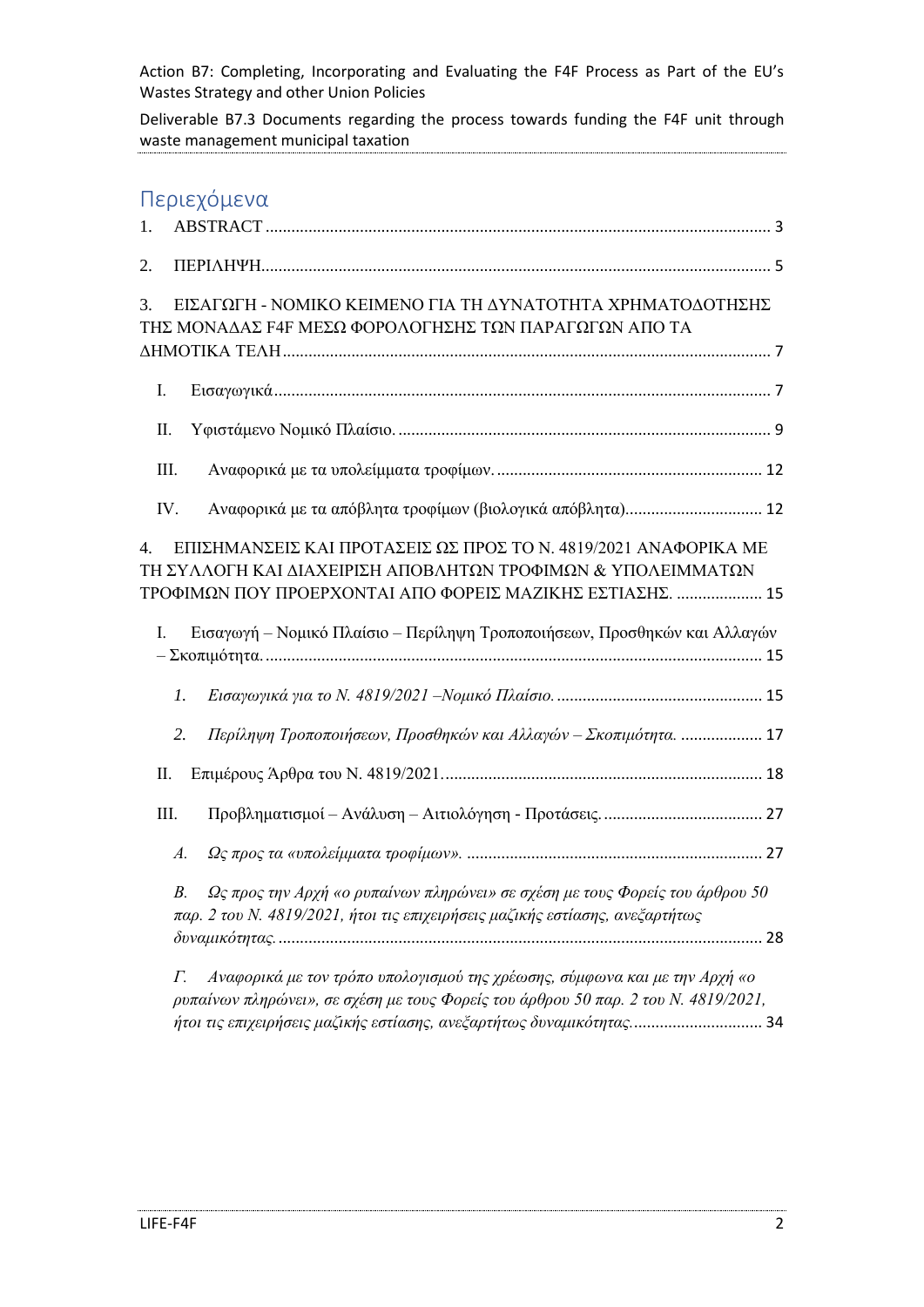# Περιεχόμενα

1. ABSTRACT ..... 3

2. ΠΕΡΙΛΗΨΗ ..... 5

3. ΕΙΣΑΓΩΓΗ - ΝΟΜΙΚΟ ΚΕΙΜΕΝΟ ΓΙΑ ΤΗ ΔΥΝΑΤΟΤΗΤΑ ΧΡΗΜΑΤΟΔΟΤΗΣΗΣ ΤΗΣ ΜΟΝΑΔΑΣ F4F ΜΕΣΩ ΦΟΡΟΛΟΓΗΣΗΣ ΤΩΝ ΠΑΡΑΓΩΓΩΝ ΑΠΟ ΤΑ ΔΗΜΟΤΙΚΑ ΤΕΛΗ ..... 7

   I. Εισαγωγικά ..... 7

   II. Υφιστάμενο Νομικό Πλαίσιο. ..... 9

   III. Αναφορικά με τα υπολείμματα τροφίμων. ..... 12

   IV. Αναφορικά με τα απόβλητα τροφίμων (βιολογικά απόβλητα) ..... 12

4. ΕΠΙΣΗΜΑΝΣΕΙΣ ΚΑΙ ΠΡΟΤΑΣΕΙΣ ΩΣ ΠΡΟΣ ΤΟ Ν. 4819/2021 ΑΝΑΦΟΡΙΚΑ ΜΕ ΤΗ ΣΥΛΛΟΓΗ ΚΑΙ ΔΙΑΧΕΙΡΙΣΗ ΑΠΟΒΛΗΤΩΝ ΤΡΟΦΙΜΩΝ & ΥΠΟΛΕΙΜΜΑΤΩΝ ΤΡΟΦΙΜΩΝ ΠΟΥ ΠΡΟΕΡΧΟΝΤΑΙ ΑΠΟ ΦΟΡΕΙΣ ΜΑΖΙΚΗΣ ΕΣΤΙΑΣΗΣ. ..... 15

   I. Εισαγωγή – Νομικό Πλαίσιο – Περίληψη Τροποποιήσεων, Προσθηκών και Αλλαγών – Σκοπιμότητα. ..... 15

      *1. Εισαγωγικά για το Ν. 4819/2021 –Νομικό Πλαίσιο.* ..... 15

      *2. Περίληψη Τροποποιήσεων, Προσθηκών και Αλλαγών – Σκοπιμότητα.* ..... 17

   II. Επιμέρους Άρθρα του Ν. 4819/2021. ..... 18

   III. Προβληματισμοί – Ανάλυση – Αιτιολόγηση - Προτάσεις. ..... 27

      *Α. Ως προς τα «υπολείμματα τροφίμων».* ..... 27

      *Β. Ως προς την Αρχή «ο ρυπαίνων πληρώνει» σε σχέση με τους Φορείς του άρθρου 50 παρ. 2 του Ν. 4819/2021, ήτοι τις επιχειρήσεις μαζικής εστίασης, ανεξαρτήτως δυναμικότητας.* ..... 28

      *Γ. Αναφορικά με τον τρόπο υπολογισμού της χρέωσης, σύμφωνα και με την Αρχή «ο ρυπαίνων πληρώνει», σε σχέση με τους Φορείς του άρθρου 50 παρ. 2 του Ν. 4819/2021, ήτοι τις επιχειρήσεις μαζικής εστίασης, ανεξαρτήτως δυναμικότητας.* ..... 34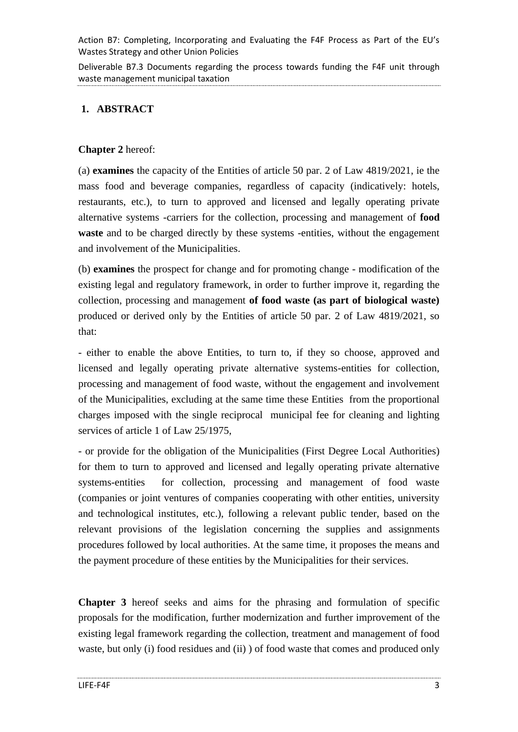## 1. ABSTRACT

**Chapter 2** hereof:

(a) **examines** the capacity of the Entities of article 50 par. 2 of Law 4819/2021, ie the mass food and beverage companies, regardless of capacity (indicatively: hotels, restaurants, etc.), to turn to approved and licensed and legally operating private alternative systems -carriers for the collection, processing and management of **food waste** and to be charged directly by these systems -entities, without the engagement and involvement of the Municipalities.

(b) **examines** the prospect for change and for promoting change - modification of the existing legal and regulatory framework, in order to further improve it, regarding the collection, processing and management **of food waste (as part of biological waste)** produced or derived only by the Entities of article 50 par. 2 of Law 4819/2021, so that:

- either to enable the above Entities, to turn to, if they so choose, approved and licensed and legally operating private alternative systems-entities for collection, processing and management of food waste, without the engagement and involvement of the Municipalities, excluding at the same time these Entities from the proportional charges imposed with the single reciprocal municipal fee for cleaning and lighting services of article 1 of Law 25/1975,

- or provide for the obligation of the Municipalities (First Degree Local Authorities) for them to turn to approved and licensed and legally operating private alternative systems-entities for collection, processing and management of food waste (companies or joint ventures of companies cooperating with other entities, university and technological institutes, etc.), following a relevant public tender, based on the relevant provisions of the legislation concerning the supplies and assignments procedures followed by local authorities. At the same time, it proposes the means and the payment procedure of these entities by the Municipalities for their services.

**Chapter 3** hereof seeks and aims for the phrasing and formulation of specific proposals for the modification, further modernization and further improvement of the existing legal framework regarding the collection, treatment and management of food waste, but only (i) food residues and (ii) ) of food waste that comes and produced only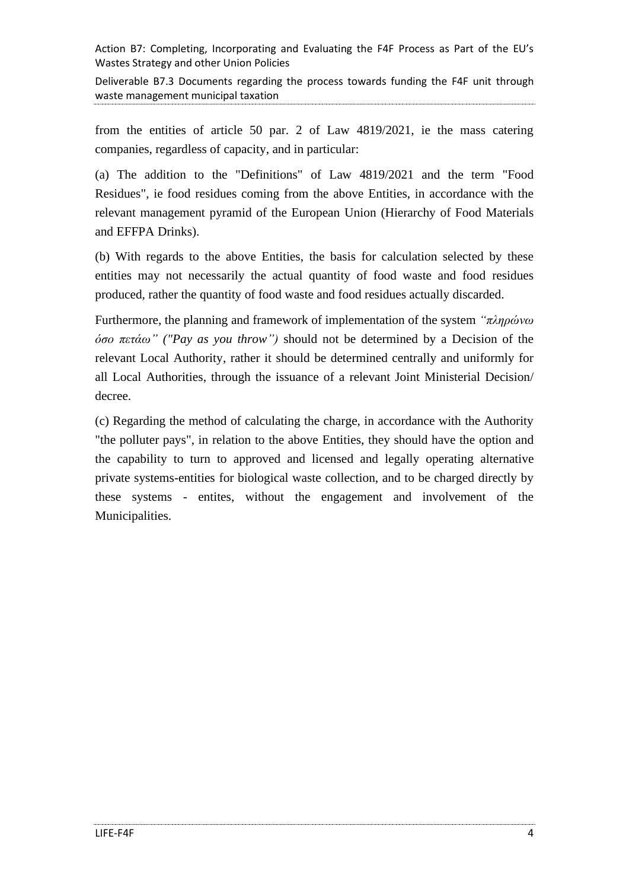from the entities of article 50 par. 2 of Law 4819/2021, ie the mass catering companies, regardless of capacity, and in particular:

(a) The addition to the "Definitions" of Law 4819/2021 and the term "Food Residues", ie food residues coming from the above Entities, in accordance with the relevant management pyramid of the European Union (Hierarchy of Food Materials and EFFPA Drinks).

(b) With regards to the above Entities, the basis for calculation selected by these entities may not necessarily the actual quantity of food waste and food residues produced, rather the quantity of food waste and food residues actually discarded.

Furthermore, the planning and framework of implementation of the system *"πληρώνω όσο πετάω" ("Pay as you throw")* should not be determined by a Decision of the relevant Local Authority, rather it should be determined centrally and uniformly for all Local Authorities, through the issuance of a relevant Joint Ministerial Decision/ decree.

(c) Regarding the method of calculating the charge, in accordance with the Authority "the polluter pays", in relation to the above Entities, they should have the option and the capability to turn to approved and licensed and legally operating alternative private systems-entities for biological waste collection, and to be charged directly by these systems - entites, without the engagement and involvement of the Municipalities.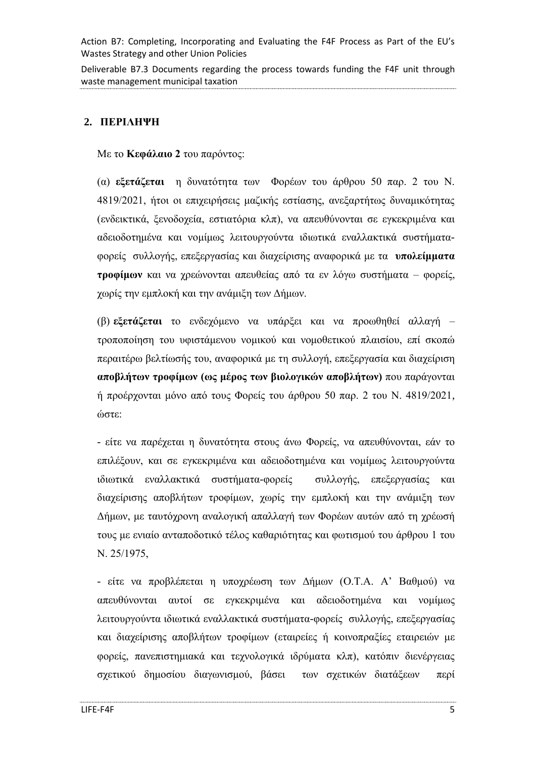## 2. ΠΕΡΙΛΗΨΗ

Με το **Κεφάλαιο 2** του παρόντος:

(α) **εξετάζεται** η δυνατότητα των Φορέων του άρθρου 50 παρ. 2 του Ν. 4819/2021, ήτοι οι επιχειρήσεις μαζικής εστίασης, ανεξαρτήτως δυναμικότητας (ενδεικτικά, ξενοδοχεία, εστιατόρια κλπ), να απευθύνονται σε εγκεκριμένα και αδειοδοτημένα και νομίμως λειτουργούντα ιδιωτικά εναλλακτικά συστήματα-φορείς συλλογής, επεξεργασίας και διαχείρισης αναφορικά με τα **υπολείμματα τροφίμων** και να χρεώνονται απευθείας από τα εν λόγω συστήματα – φορείς, χωρίς την εμπλοκή και την ανάμιξη των Δήμων.

(β) **εξετάζεται** το ενδεχόμενο να υπάρξει και να προωθηθεί αλλαγή – τροποποίηση του υφιστάμενου νομικού και νομοθετικού πλαισίου, επί σκοπώ περαιτέρω βελτίωσής του, αναφορικά με τη συλλογή, επεξεργασία και διαχείριση **αποβλήτων τροφίμων (ως μέρος των βιολογικών αποβλήτων)** που παράγονται ή προέρχονται μόνο από τους Φορείς του άρθρου 50 παρ. 2 του Ν. 4819/2021, ώστε:

- είτε να παρέχεται η δυνατότητα στους άνω Φορείς, να απευθύνονται, εάν το επιλέξουν, και σε εγκεκριμένα και αδειοδοτημένα και νομίμως λειτουργούντα ιδιωτικά εναλλακτικά συστήματα-φορείς συλλογής, επεξεργασίας και διαχείρισης αποβλήτων τροφίμων, χωρίς την εμπλοκή και την ανάμιξη των Δήμων, με ταυτόχρονη αναλογική απαλλαγή των Φορέων αυτών από τη χρέωσή τους με ενιαίο ανταποδοτικό τέλος καθαριότητας και φωτισμού του άρθρου 1 του Ν. 25/1975,

- είτε να προβλέπεται η υποχρέωση των Δήμων (Ο.Τ.Α. Α' Βαθμού) να απευθύνονται αυτοί σε εγκεκριμένα και αδειοδοτημένα και νομίμως λειτουργούντα ιδιωτικά εναλλακτικά συστήματα-φορείς συλλογής, επεξεργασίας και διαχείρισης αποβλήτων τροφίμων (εταιρείες ή κοινοπραξίες εταιρειών με φορείς, πανεπιστημιακά και τεχνολογικά ιδρύματα κλπ), κατόπιν διενέργειας σχετικού δημοσίου διαγωνισμού, βάσει των σχετικών διατάξεων περί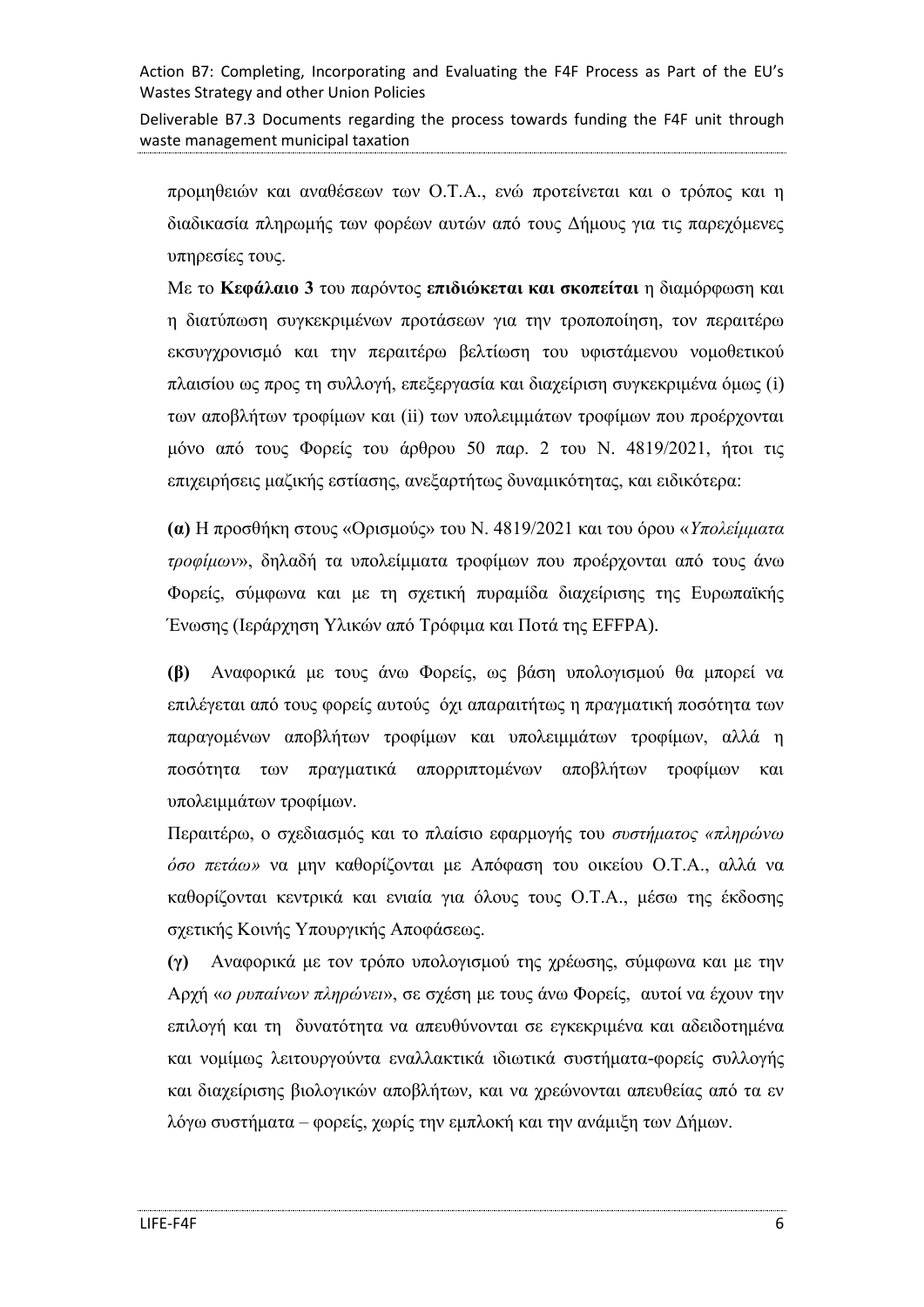προμηθειών και αναθέσεων των Ο.Τ.Α., ενώ προτείνεται και ο τρόπος και η διαδικασία πληρωμής των φορέων αυτών από τους Δήμους για τις παρεχόμενες υπηρεσίες τους.

Με το **Κεφάλαιο 3** του παρόντος **επιδιώκεται και σκοπείται** η διαμόρφωση και η διατύπωση συγκεκριμένων προτάσεων για την τροποποίηση, τον περαιτέρω εκσυγχρονισμό και την περαιτέρω βελτίωση του υφιστάμενου νομοθετικού πλαισίου ως προς τη συλλογή, επεξεργασία και διαχείριση συγκεκριμένα όμως (i) των αποβλήτων τροφίμων και (ii) των υπολειμμάτων τροφίμων που προέρχονται μόνο από τους Φορείς του άρθρου 50 παρ. 2 του Ν. 4819/2021, ήτοι τις επιχειρήσεις μαζικής εστίασης, ανεξαρτήτως δυναμικότητας, και ειδικότερα:

**(α)** Η προσθήκη στους «Ορισμούς» του Ν. 4819/2021 και του όρου «*Υπολείμματα τροφίμων*», δηλαδή τα υπολείμματα τροφίμων που προέρχονται από τους άνω Φορείς, σύμφωνα και με τη σχετική πυραμίδα διαχείρισης της Ευρωπαϊκής Ένωσης (Ιεράρχηση Υλικών από Τρόφιμα και Ποτά της EFFPA).

**(β)** Αναφορικά με τους άνω Φορείς, ως βάση υπολογισμού θα μπορεί να επιλέγεται από τους φορείς αυτούς όχι απαραιτήτως η πραγματική ποσότητα των παραγομένων αποβλήτων τροφίμων και υπολειμμάτων τροφίμων, αλλά η ποσότητα των πραγματικά απορριπτομένων αποβλήτων τροφίμων και υπολειμμάτων τροφίμων.

Περαιτέρω, ο σχεδιασμός και το πλαίσιο εφαρμογής του *συστήματος «πληρώνω όσο πετάω»* να μην καθορίζονται με Απόφαση του οικείου Ο.Τ.Α., αλλά να καθορίζονται κεντρικά και ενιαία για όλους τους Ο.Τ.Α., μέσω της έκδοσης σχετικής Κοινής Υπουργικής Αποφάσεως.

**(γ)** Αναφορικά με τον τρόπο υπολογισμού της χρέωσης, σύμφωνα και με την Αρχή «*ο ρυπαίνων πληρώνει*», σε σχέση με τους άνω Φορείς, αυτοί να έχουν την επιλογή και τη δυνατότητα να απευθύνονται σε εγκεκριμένα και αδειοδοτημένα και νομίμως λειτουργούντα εναλλακτικά ιδιωτικά συστήματα-φορείς συλλογής και διαχείρισης βιολογικών αποβλήτων, και να χρεώνονται απευθείας από τα εν λόγω συστήματα – φορείς, χωρίς την εμπλοκή και την ανάμιξη των Δήμων.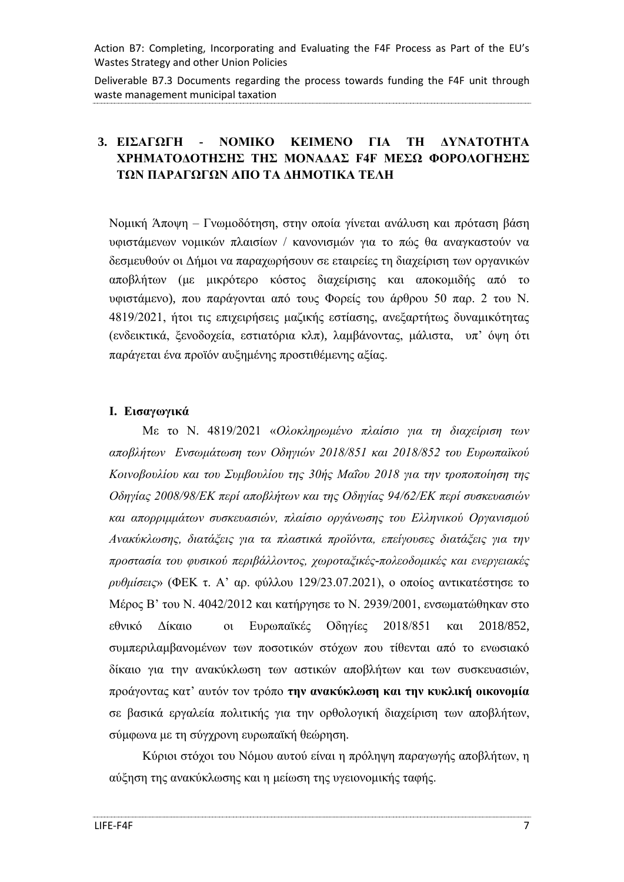## 3. ΕΙΣΑΓΩΓΗ - ΝΟΜΙΚΟ ΚΕΙΜΕΝΟ ΓΙΑ ΤΗ ΔΥΝΑΤΟΤΗΤΑ ΧΡΗΜΑΤΟΔΟΤΗΣΗΣ ΤΗΣ ΜΟΝΑΔΑΣ F4F ΜΕΣΩ ΦΟΡΟΛΟΓΗΣΗΣ ΤΩΝ ΠΑΡΑΓΩΓΩΝ ΑΠΟ ΤΑ ΔΗΜΟΤΙΚΑ ΤΕΛΗ

Νομική Άποψη – Γνωμοδότηση, στην οποία γίνεται ανάλυση και πρόταση βάση υφιστάμενων νομικών πλαισίων / κανονισμών για το πώς θα αναγκαστούν να δεσμευθούν οι Δήμοι να παραχωρήσουν σε εταιρείες τη διαχείριση των οργανικών αποβλήτων (με μικρότερο κόστος διαχείρισης και αποκομιδής από το υφιστάμενο), που παράγονται από τους Φορείς του άρθρου 50 παρ. 2 του Ν. 4819/2021, ήτοι τις επιχειρήσεις μαζικής εστίασης, ανεξαρτήτως δυναμικότητας (ενδεικτικά, ξενοδοχεία, εστιατόρια κλπ), λαμβάνοντας, μάλιστα, υπ' όψη ότι παράγεται ένα προϊόν αυξημένης προστιθέμενης αξίας.

### I. Εισαγωγικά

Με το Ν. 4819/2021 «*Ολοκληρωμένο πλαίσιο για τη διαχείριση των αποβλήτων Ενσωμάτωση των Οδηγιών 2018/851 και 2018/852 του Ευρωπαϊκού Κοινοβουλίου και του Συμβουλίου της 30ής Μαΐου 2018 για την τροποποίηση της Οδηγίας 2008/98/ΕΚ περί αποβλήτων και της Οδηγίας 94/62/ΕΚ περί συσκευασιών και απορριμμάτων συσκευασιών, πλαίσιο οργάνωσης του Ελληνικού Οργανισμού Ανακύκλωσης, διατάξεις για τα πλαστικά προϊόντα, επείγουσες διατάξεις για την προστασία του φυσικού περιβάλλοντος, χωροταξικές-πολεοδομικές και ενεργειακές ρυθμίσεις*» (ΦΕΚ τ. Α' αρ. φύλλου 129/23.07.2021), ο οποίος αντικατέστησε το Μέρος Β' του Ν. 4042/2012 και κατήργησε το Ν. 2939/2001, ενσωματώθηκαν στο εθνικό Δίκαιο οι Ευρωπαϊκές Οδηγίες 2018/851 και 2018/852, συμπεριλαμβανομένων των ποσοτικών στόχων που τίθενται από το ενωσιακό δίκαιο για την ανακύκλωση των αστικών αποβλήτων και των συσκευασιών, προάγοντας κατ' αυτόν τον τρόπο **την ανακύκλωση και την κυκλική οικονομία** σε βασικά εργαλεία πολιτικής για την ορθολογική διαχείριση των αποβλήτων, σύμφωνα με τη σύγχρονη ευρωπαϊκή θεώρηση.

Κύριοι στόχοι του Νόμου αυτού είναι η πρόληψη παραγωγής αποβλήτων, η αύξηση της ανακύκλωσης και η μείωση της υγειονομικής ταφής.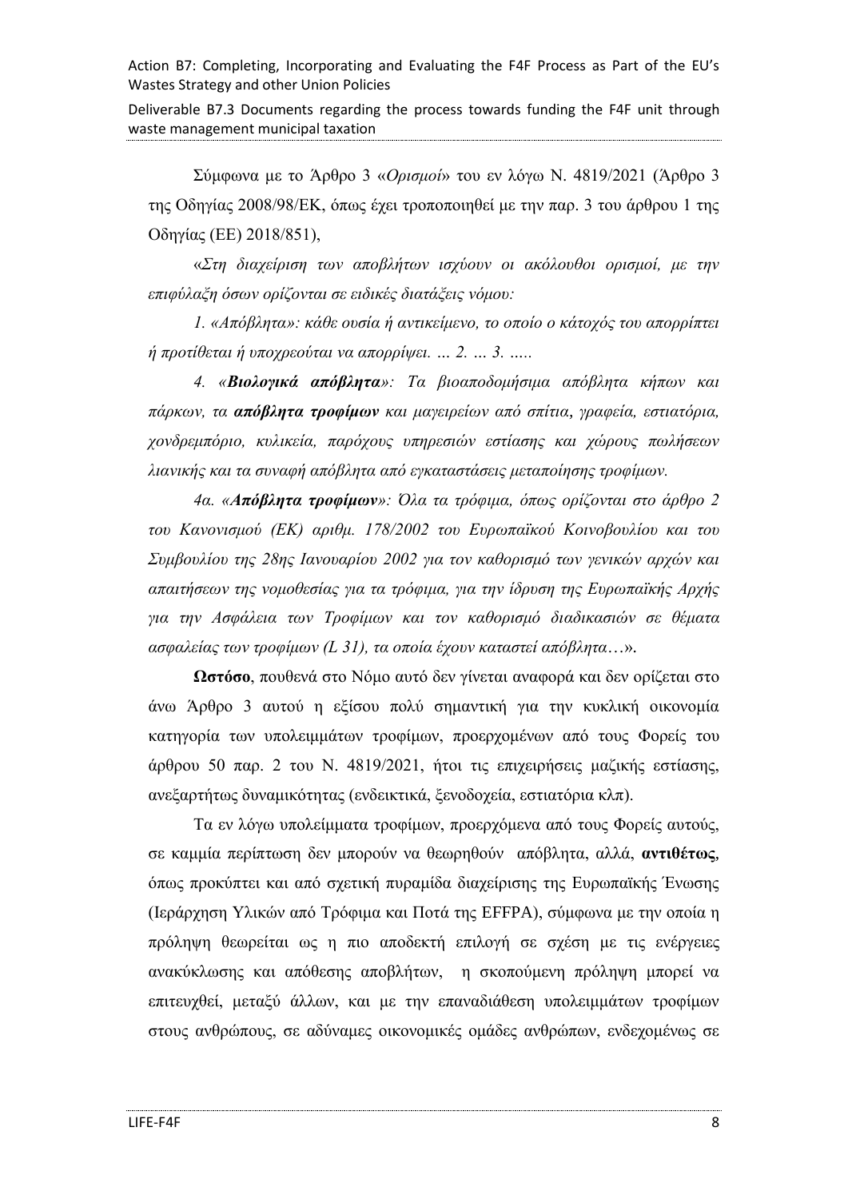Σύμφωνα με το Άρθρο 3 «*Ορισμοί*» του εν λόγω Ν. 4819/2021 (Άρθρο 3 της Οδηγίας 2008/98/ΕΚ, όπως έχει τροποποιηθεί με την παρ. 3 του άρθρου 1 της Οδηγίας (ΕΕ) 2018/851),

«*Στη διαχείριση των αποβλήτων ισχύουν οι ακόλουθοι ορισμοί, με την επιφύλαξη όσων ορίζονται σε ειδικές διατάξεις νόμου:*

*1. «Απόβλητα»: κάθε ουσία ή αντικείμενο, το οποίο ο κάτοχός του απορρίπτει ή προτίθεται ή υποχρεούται να απορρίψει. … 2. … 3. ….*

*4. «**Βιολογικά απόβλητα**»: Τα βιοαποδομήσιμα απόβλητα κήπων και πάρκων, τα **απόβλητα τροφίμων** και μαγειρείων από σπίτια, γραφεία, εστιατόρια, χονδρεμπόριο, κυλικεία, παρόχους υπηρεσιών εστίασης και χώρους πωλήσεων λιανικής και τα συναφή απόβλητα από εγκαταστάσεις μεταποίησης τροφίμων.*

*4α. «**Απόβλητα τροφίμων**»: Όλα τα τρόφιμα, όπως ορίζονται στο άρθρο 2 του Κανονισμού (ΕΚ) αριθμ. 178/2002 του Ευρωπαϊκού Κοινοβουλίου και του Συμβουλίου της 28ης Ιανουαρίου 2002 για τον καθορισμό των γενικών αρχών και απαιτήσεων της νομοθεσίας για τα τρόφιμα, για την ίδρυση της Ευρωπαϊκής Αρχής για την Ασφάλεια των Τροφίμων και τον καθορισμό διαδικασιών σε θέματα ασφαλείας των τροφίμων (L 31), τα οποία έχουν καταστεί απόβλητα…*».

**Ωστόσο**, πουθενά στο Νόμο αυτό δεν γίνεται αναφορά και δεν ορίζεται στο άνω Άρθρο 3 αυτού η εξίσου πολύ σημαντική για την κυκλική οικονομία κατηγορία των υπολειμμάτων τροφίμων, προερχομένων από τους Φορείς του άρθρου 50 παρ. 2 του Ν. 4819/2021, ήτοι τις επιχειρήσεις μαζικής εστίασης, ανεξαρτήτως δυναμικότητας (ενδεικτικά, ξενοδοχεία, εστιατόρια κλπ).

Τα εν λόγω υπολείμματα τροφίμων, προερχόμενα από τους Φορείς αυτούς, σε καμμία περίπτωση δεν μπορούν να θεωρηθούν απόβλητα, αλλά, **αντιθέτως**, όπως προκύπτει και από σχετική πυραμίδα διαχείρισης της Ευρωπαϊκής Ένωσης (Ιεράρχηση Υλικών από Τρόφιμα και Ποτά της EFFPA), σύμφωνα με την οποία η πρόληψη θεωρείται ως η πιο αποδεκτή επιλογή σε σχέση με τις ενέργειες ανακύκλωσης και απόθεσης αποβλήτων, η σκοπούμενη πρόληψη μπορεί να επιτευχθεί, μεταξύ άλλων, και με την επαναδιάθεση υπολειμμάτων τροφίμων στους ανθρώπους, σε αδύναμες οικονομικές ομάδες ανθρώπων, ενδεχομένως σε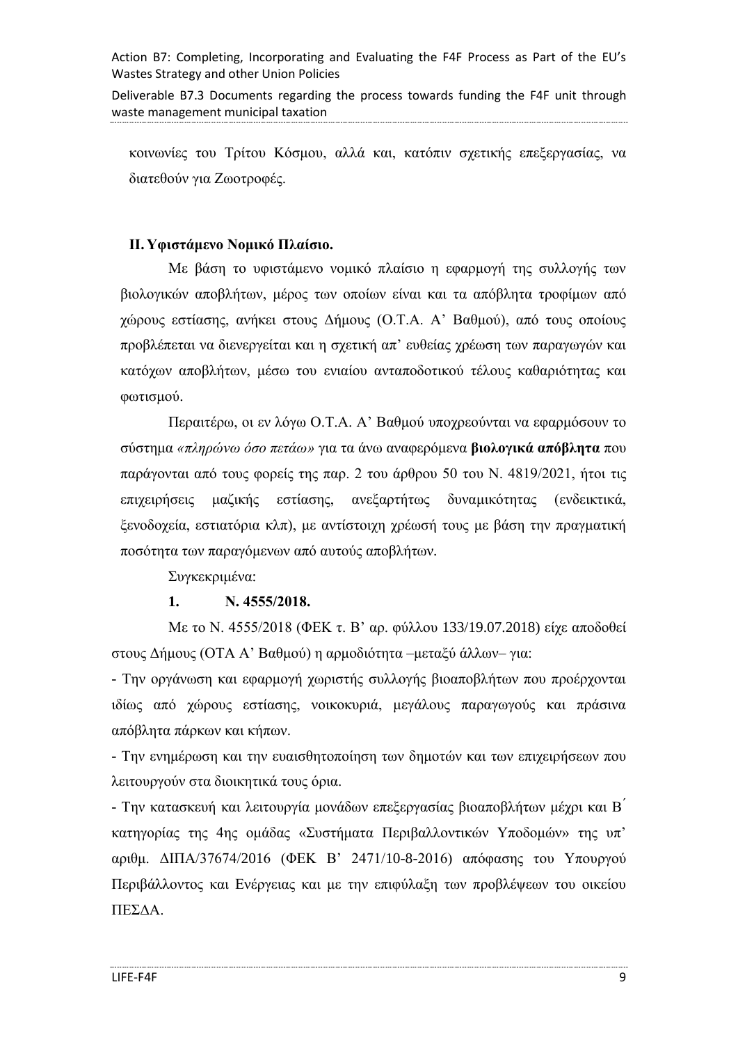κοινωνίες του Τρίτου Κόσμου, αλλά και, κατόπιν σχετικής επεξεργασίας, να διατεθούν για Ζωοτροφές.

## II. Υφιστάμενο Νομικό Πλαίσιο.

Με βάση το υφιστάμενο νομικό πλαίσιο η εφαρμογή της συλλογής των βιολογικών αποβλήτων, μέρος των οποίων είναι και τα απόβλητα τροφίμων από χώρους εστίασης, ανήκει στους Δήμους (Ο.Τ.Α. Α' Βαθμού), από τους οποίους προβλέπεται να διενεργείται και η σχετική απ' ευθείας χρέωση των παραγωγών και κατόχων αποβλήτων, μέσω του ενιαίου ανταποδοτικού τέλους καθαριότητας και φωτισμού.

Περαιτέρω, οι εν λόγω Ο.Τ.Α. Α' Βαθμού υποχρεούνται να εφαρμόσουν το σύστημα *«πληρώνω όσο πετάω»* για τα άνω αναφερόμενα **βιολογικά απόβλητα** που παράγονται από τους φορείς της παρ. 2 του άρθρου 50 του Ν. 4819/2021, ήτοι τις επιχειρήσεις μαζικής εστίασης, ανεξαρτήτως δυναμικότητας (ενδεικτικά, ξενοδοχεία, εστιατόρια κλπ), με αντίστοιχη χρέωσή τους με βάση την πραγματική ποσότητα των παραγόμενων από αυτούς αποβλήτων.

Συγκεκριμένα:

### 1. Ν. 4555/2018.

Με το Ν. 4555/2018 (ΦΕΚ τ. Β' αρ. φύλλου 133/19.07.2018) είχε αποδοθεί στους Δήμους (ΟΤΑ Α' Βαθμού) η αρμοδιότητα –μεταξύ άλλων– για:

- Την οργάνωση και εφαρμογή χωριστής συλλογής βιοαποβλήτων που προέρχονται ιδίως από χώρους εστίασης, νοικοκυριά, μεγάλους παραγωγούς και πράσινα απόβλητα πάρκων και κήπων.
- Την ενημέρωση και την ευαισθητοποίηση των δημοτών και των επιχειρήσεων που λειτουργούν στα διοικητικά τους όρια.
- Την κατασκευή και λειτουργία μονάδων επεξεργασίας βιοαποβλήτων μέχρι και Β΄ κατηγορίας της 4ης ομάδας «Συστήματα Περιβαλλοντικών Υποδομών» της υπ' αριθμ. ΔΙΠΑ/37674/2016 (ΦΕΚ Β' 2471/10-8-2016) απόφασης του Υπουργού Περιβάλλοντος και Ενέργειας και με την επιφύλαξη των προβλέψεων του οικείου ΠΕΣΔΑ.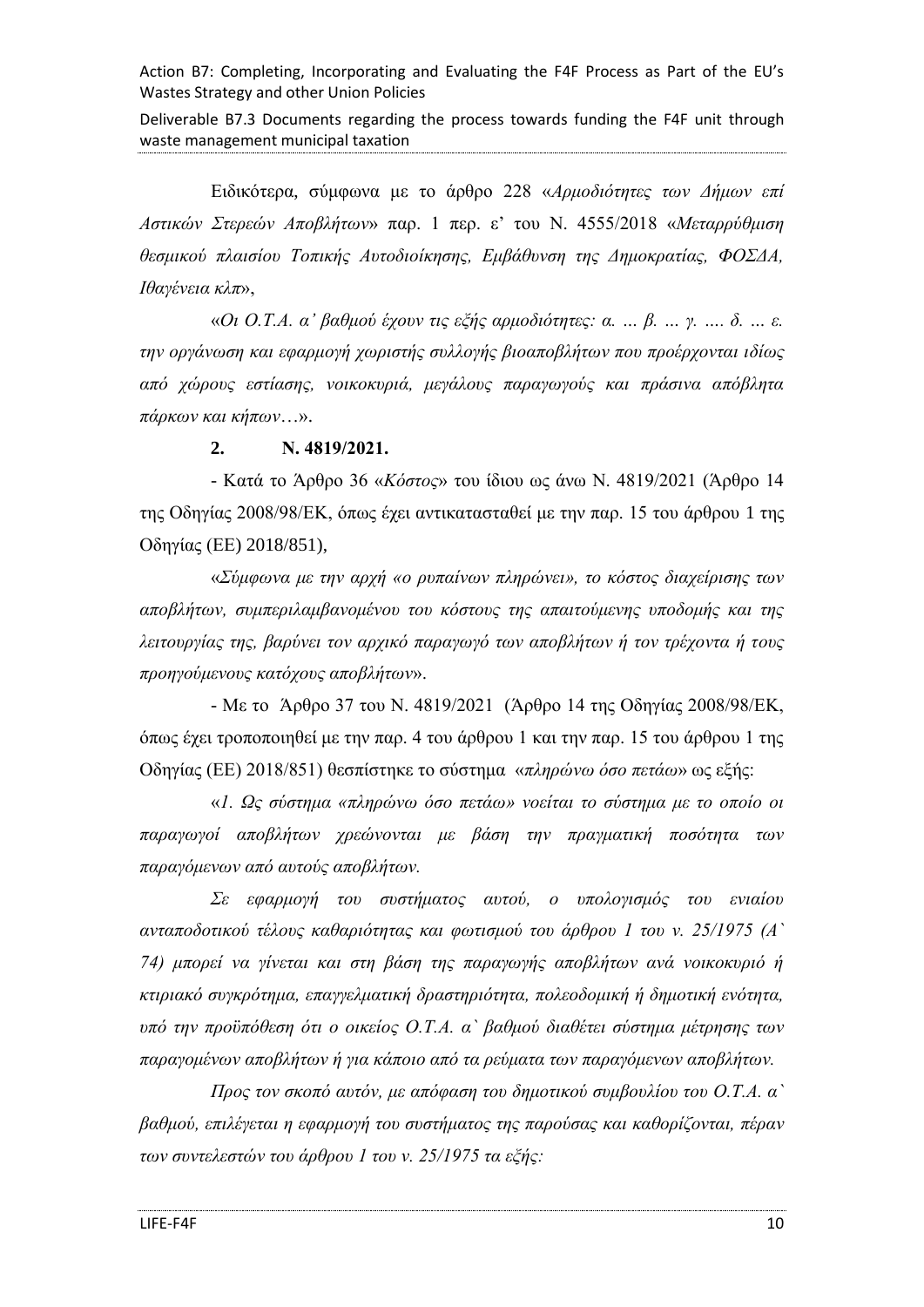Ειδικότερα, σύμφωνα με το άρθρο 228 «*Αρμοδιότητες των Δήμων επί Αστικών Στερεών Αποβλήτων*» παρ. 1 περ. ε' του Ν. 4555/2018 «*Μεταρρύθμιση θεσμικού πλαισίου Τοπικής Αυτοδιοίκησης, Εμβάθυνση της Δημοκρατίας, ΦΟΣΔΑ, Ιθαγένεια κλπ*»,

«*Οι Ο.Τ.Α. α' βαθμού έχουν τις εξής αρμοδιότητες: α. … β. … γ. …. δ. … ε. την οργάνωση και εφαρμογή χωριστής συλλογής βιοαποβλήτων που προέρχονται ιδίως από χώρους εστίασης, νοικοκυριά, μεγάλους παραγωγούς και πράσινα απόβλητα πάρκων και κήπων…*».

**2. Ν. 4819/2021.**

- Κατά το Άρθρο 36 «*Κόστος*» του ίδιου ως άνω Ν. 4819/2021 (Άρθρο 14 της Οδηγίας 2008/98/ΕΚ, όπως έχει αντικατασταθεί με την παρ. 15 του άρθρου 1 της Οδηγίας (ΕΕ) 2018/851),

«*Σύμφωνα με την αρχή «ο ρυπαίνων πληρώνει», το κόστος διαχείρισης των αποβλήτων, συμπεριλαμβανομένου του κόστους της απαιτούμενης υποδομής και της λειτουργίας της, βαρύνει τον αρχικό παραγωγό των αποβλήτων ή τον τρέχοντα ή τους προηγούμενους κατόχους αποβλήτων*».

- Με το Άρθρο 37 του Ν. 4819/2021 (Άρθρο 14 της Οδηγίας 2008/98/ΕΚ, όπως έχει τροποποιηθεί με την παρ. 4 του άρθρου 1 και την παρ. 15 του άρθρου 1 της Οδηγίας (ΕΕ) 2018/851) θεσπίστηκε το σύστημα «*πληρώνω όσο πετάω*» ως εξής:

«*1. Ως σύστημα «πληρώνω όσο πετάω» νοείται το σύστημα με το οποίο οι παραγωγοί αποβλήτων χρεώνονται με βάση την πραγματική ποσότητα των παραγόμενων από αυτούς αποβλήτων.*

*Σε εφαρμογή του συστήματος αυτού, ο υπολογισμός του ενιαίου ανταποδοτικού τέλους καθαριότητας και φωτισμού του άρθρου 1 του ν. 25/1975 (Α` 74) μπορεί να γίνεται και στη βάση της παραγωγής αποβλήτων ανά νοικοκυριό ή κτιριακό συγκρότημα, επαγγελματική δραστηριότητα, πολεοδομική ή δημοτική ενότητα, υπό την προϋπόθεση ότι ο οικείος Ο.Τ.Α. α` βαθμού διαθέτει σύστημα μέτρησης των παραγομένων αποβλήτων ή για κάποιο από τα ρεύματα των παραγόμενων αποβλήτων.*

*Προς τον σκοπό αυτόν, με απόφαση του δημοτικού συμβουλίου του Ο.Τ.Α. α` βαθμού, επιλέγεται η εφαρμογή του συστήματος της παρούσας και καθορίζονται, πέραν των συντελεστών του άρθρου 1 του ν. 25/1975 τα εξής:*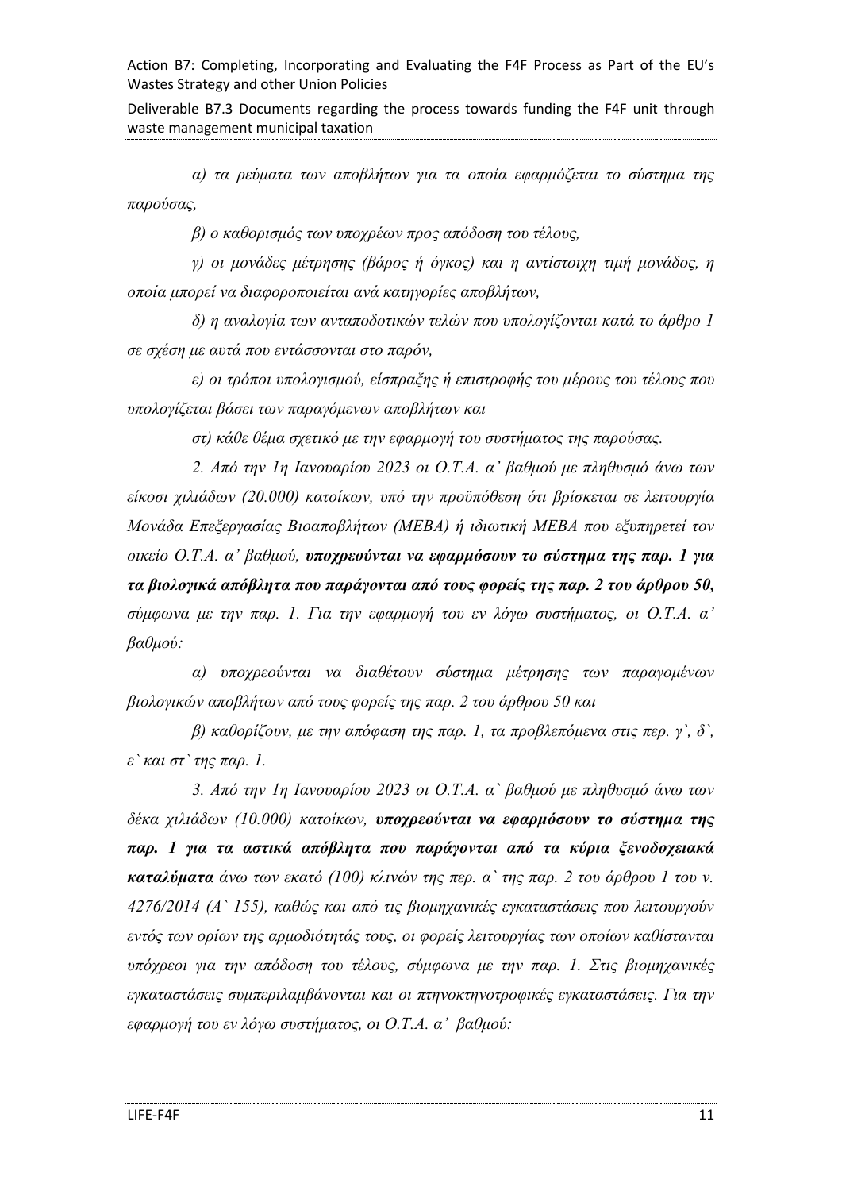*α) τα ρεύματα των αποβλήτων για τα οποία εφαρμόζεται το σύστημα της παρούσας,*

*β) ο καθορισμός των υποχρέων προς απόδοση του τέλους,*

*γ) οι μονάδες μέτρησης (βάρος ή όγκος) και η αντίστοιχη τιμή μονάδος, η οποία μπορεί να διαφοροποιείται ανά κατηγορίες αποβλήτων,*

*δ) η αναλογία των ανταποδοτικών τελών που υπολογίζονται κατά το άρθρο 1 σε σχέση με αυτά που εντάσσονται στο παρόν,*

*ε) οι τρόποι υπολογισμού, είσπραξης ή επιστροφής του μέρους του τέλους που υπολογίζεται βάσει των παραγόμενων αποβλήτων και*

*στ) κάθε θέμα σχετικό με την εφαρμογή του συστήματος της παρούσας.*

*2. Από την 1η Ιανουαρίου 2023 οι Ο.Τ.Α. α' βαθμού με πληθυσμό άνω των είκοσι χιλιάδων (20.000) κατοίκων, υπό την προϋπόθεση ότι βρίσκεται σε λειτουργία Μονάδα Επεξεργασίας Βιοαποβλήτων (ΜΕΒΑ) ή ιδιωτική ΜΕΒΑ που εξυπηρετεί τον οικείο Ο.Τ.Α. α' βαθμού,* ***υποχρεούνται να εφαρμόσουν το σύστημα της παρ. 1 για τα βιολογικά απόβλητα που παράγονται από τους φορείς της παρ. 2 του άρθρου 50,*** *σύμφωνα με την παρ. 1. Για την εφαρμογή του εν λόγω συστήματος, οι Ο.Τ.Α. α' βαθμού:*

*α) υποχρεούνται να διαθέτουν σύστημα μέτρησης των παραγομένων βιολογικών αποβλήτων από τους φορείς της παρ. 2 του άρθρου 50 και*

*β) καθορίζουν, με την απόφαση της παρ. 1, τα προβλεπόμενα στις περ. γ`, δ`, ε` και στ` της παρ. 1.*

*3. Από την 1η Ιανουαρίου 2023 οι Ο.Τ.Α. α` βαθμού με πληθυσμό άνω των δέκα χιλιάδων (10.000) κατοίκων,* ***υποχρεούνται να εφαρμόσουν το σύστημα της παρ. 1 για τα αστικά απόβλητα που παράγονται από τα κύρια ξενοδοχειακά καταλύματα*** *άνω των εκατό (100) κλινών της περ. α` της παρ. 2 του άρθρου 1 του ν. 4276/2014 (Α` 155), καθώς και από τις βιομηχανικές εγκαταστάσεις που λειτουργούν εντός των ορίων της αρμοδιότητάς τους, οι φορείς λειτουργίας των οποίων καθίστανται υπόχρεοι για την απόδοση του τέλους, σύμφωνα με την παρ. 1. Στις βιομηχανικές εγκαταστάσεις συμπεριλαμβάνονται και οι πτηνοκτηνοτροφικές εγκαταστάσεις. Για την εφαρμογή του εν λόγω συστήματος, οι Ο.Τ.Α. α' βαθμού:*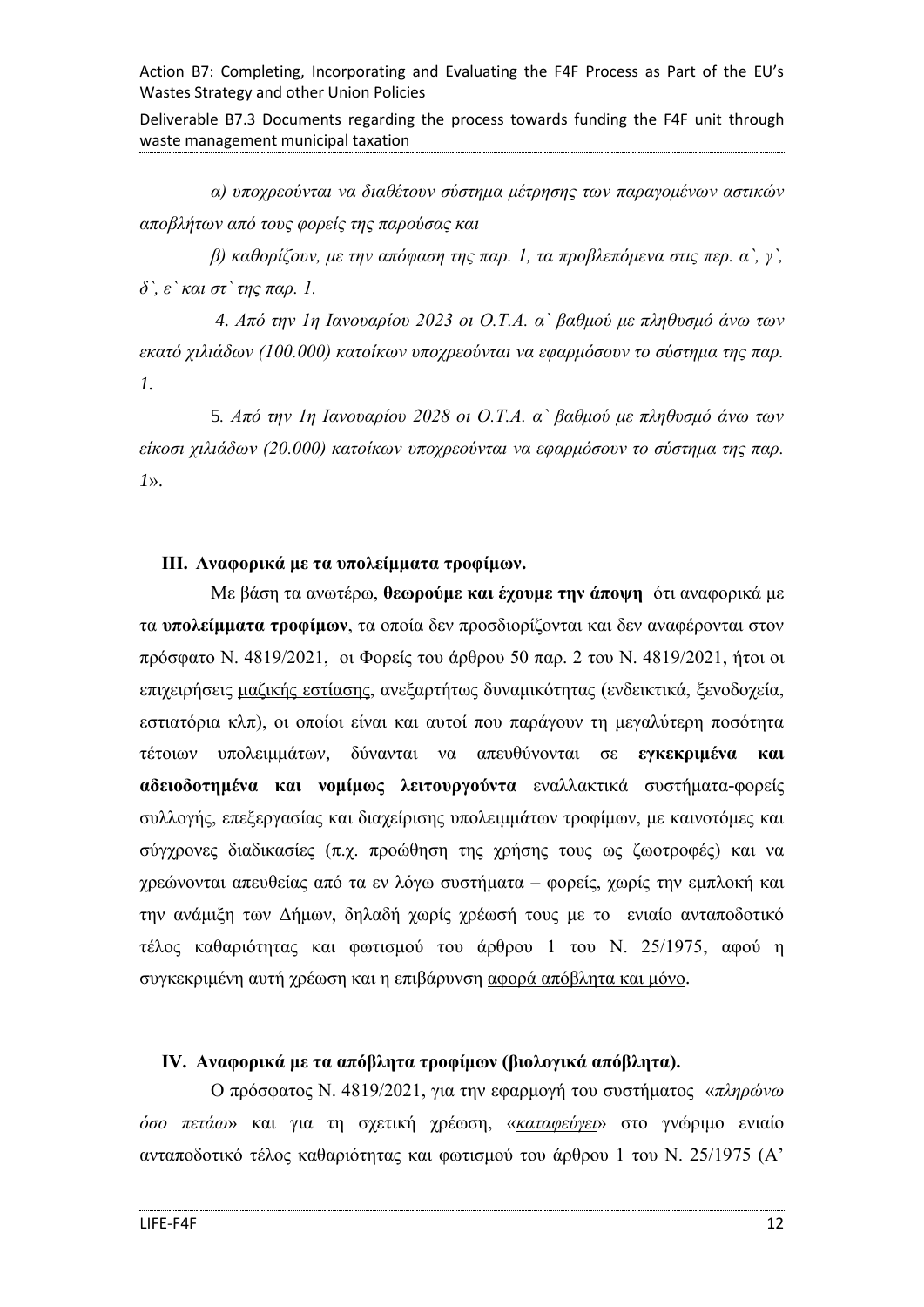*α) υποχρεούνται να διαθέτουν σύστημα μέτρησης των παραγομένων αστικών αποβλήτων από τους φορείς της παρούσας και*

*β) καθορίζουν, με την απόφαση της παρ. 1, τα προβλεπόμενα στις περ. α`, γ`, δ`, ε` και στ` της παρ. 1.*

*4. Από την 1η Ιανουαρίου 2023 οι Ο.Τ.Α. α` βαθμού με πληθυσμό άνω των εκατό χιλιάδων (100.000) κατοίκων υποχρεούνται να εφαρμόσουν το σύστημα της παρ. 1.*

5*. Από την 1η Ιανουαρίου 2028 οι Ο.Τ.Α. α` βαθμού με πληθυσμό άνω των είκοσι χιλιάδων (20.000) κατοίκων υποχρεούνται να εφαρμόσουν το σύστημα της παρ. 1*».

## III. Αναφορικά με τα υπολείμματα τροφίμων.

Με βάση τα ανωτέρω, **θεωρούμε και έχουμε την άποψη** ότι αναφορικά με τα **υπολείμματα τροφίμων**, τα οποία δεν προσδιορίζονται και δεν αναφέρονται στον πρόσφατο Ν. 4819/2021, οι Φορείς του άρθρου 50 παρ. 2 του Ν. 4819/2021, ήτοι οι επιχειρήσεις <u>μαζικής εστίασης</u>, ανεξαρτήτως δυναμικότητας (ενδεικτικά, ξενοδοχεία, εστιατόρια κλπ), οι οποίοι είναι και αυτοί που παράγουν τη μεγαλύτερη ποσότητα τέτοιων υπολειμμάτων, δύνανται να απευθύνονται σε **εγκεκριμένα και αδειοδοτημένα και νομίμως λειτουργούντα** εναλλακτικά συστήματα-φορείς συλλογής, επεξεργασίας και διαχείρισης υπολειμμάτων τροφίμων, με καινοτόμες και σύγχρονες διαδικασίες (π.χ. προώθηση της χρήσης τους ως ζωοτροφές) και να χρεώνονται απευθείας από τα εν λόγω συστήματα – φορείς, χωρίς την εμπλοκή και την ανάμιξη των Δήμων, δηλαδή χωρίς χρέωσή τους με το ενιαίο ανταποδοτικό τέλος καθαριότητας και φωτισμού του άρθρου 1 του Ν. 25/1975, αφού η συγκεκριμένη αυτή χρέωση και η επιβάρυνση <u>αφορά απόβλητα και μόνο</u>.

## IV. Αναφορικά με τα απόβλητα τροφίμων (βιολογικά απόβλητα).

Ο πρόσφατος Ν. 4819/2021, για την εφαρμογή του συστήματος «*πληρώνω όσο πετάω*» και για τη σχετική χρέωση, «<u>*καταφεύγει*</u>» στο γνώριμο ενιαίο ανταποδοτικό τέλος καθαριότητας και φωτισμού του άρθρου 1 του Ν. 25/1975 (Α’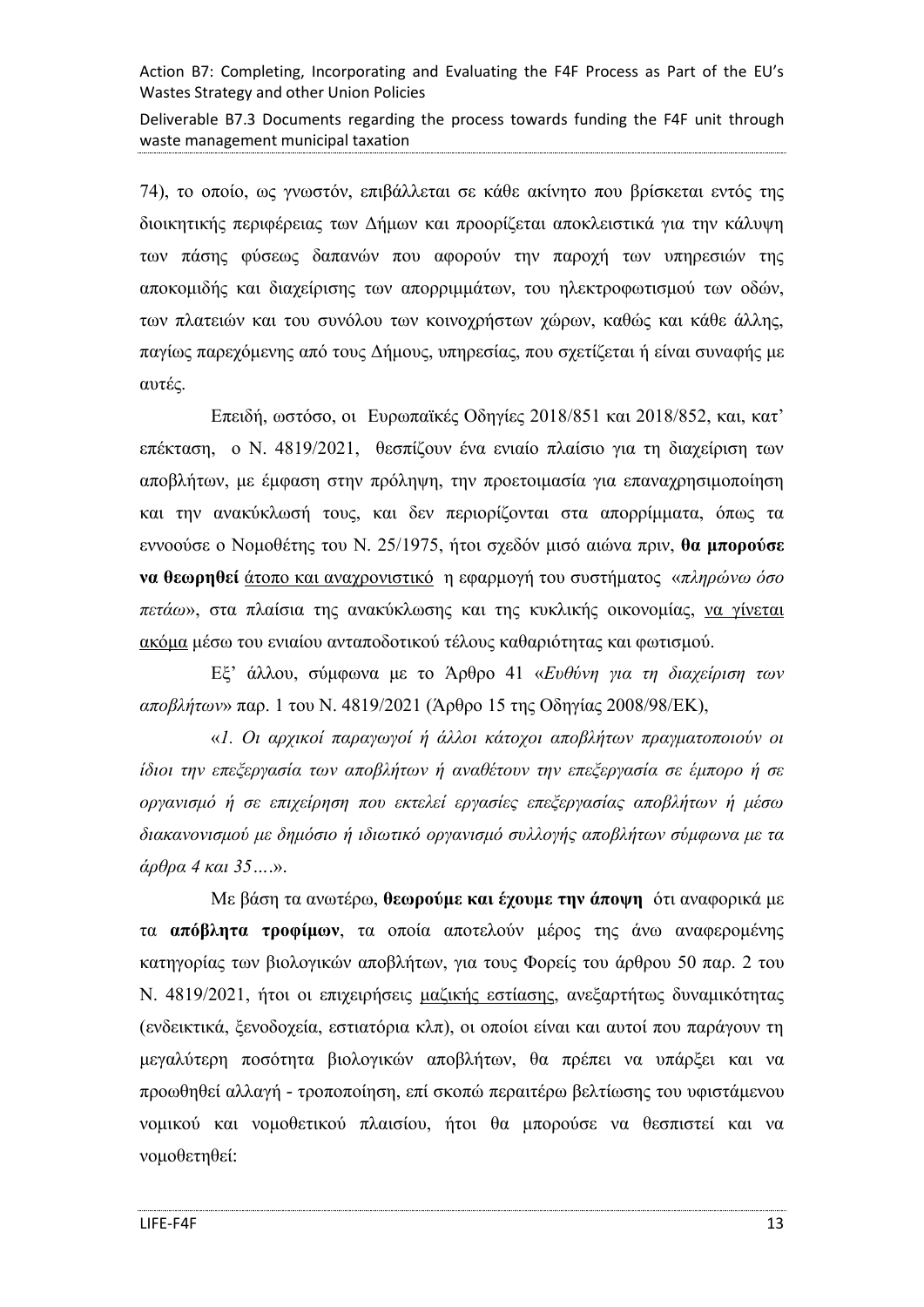74), το οποίο, ως γνωστόν, επιβάλλεται σε κάθε ακίνητο που βρίσκεται εντός της διοικητικής περιφέρειας των Δήμων και προορίζεται αποκλειστικά για την κάλυψη των πάσης φύσεως δαπανών που αφορούν την παροχή των υπηρεσιών της αποκομιδής και διαχείρισης των απορριμμάτων, του ηλεκτροφωτισμού των οδών, των πλατειών και του συνόλου των κοινοχρήστων χώρων, καθώς και κάθε άλλης, παγίως παρεχόμενης από τους Δήμους, υπηρεσίας, που σχετίζεται ή είναι συναφής με αυτές.

Επειδή, ωστόσο, οι Ευρωπαϊκές Οδηγίες 2018/851 και 2018/852, και, κατ' επέκταση, ο Ν. 4819/2021, θεσπίζουν ένα ενιαίο πλαίσιο για τη διαχείριση των αποβλήτων, με έμφαση στην πρόληψη, την προετοιμασία για επαναχρησιμοποίηση και την ανακύκλωσή τους, και δεν περιορίζονται στα απορρίμματα, όπως τα εννοούσε ο Νομοθέτης του Ν. 25/1975, ήτοι σχεδόν μισό αιώνα πριν, **θα μπορούσε να θεωρηθεί** <u>άτοπο και αναχρονιστικό</u> η εφαρμογή του συστήματος «*πληρώνω όσο πετάω*», στα πλαίσια της ανακύκλωσης και της κυκλικής οικονομίας, <u>να γίνεται ακόμα</u> μέσω του ενιαίου ανταποδοτικού τέλους καθαριότητας και φωτισμού.

Εξ' άλλου, σύμφωνα με το Άρθρο 41 «*Ευθύνη για τη διαχείριση των αποβλήτων*» παρ. 1 του Ν. 4819/2021 (Άρθρο 15 της Οδηγίας 2008/98/ΕΚ),

«*1. Οι αρχικοί παραγωγοί ή άλλοι κάτοχοι αποβλήτων πραγματοποιούν οι ίδιοι την επεξεργασία των αποβλήτων ή αναθέτουν την επεξεργασία σε έμπορο ή σε οργανισμό ή σε επιχείρηση που εκτελεί εργασίες επεξεργασίας αποβλήτων ή μέσω διακανονισμού με δημόσιο ή ιδιωτικό οργανισμό συλλογής αποβλήτων σύμφωνα με τα άρθρα 4 και 35….*».

Με βάση τα ανωτέρω, **θεωρούμε και έχουμε την άποψη** ότι αναφορικά με τα **απόβλητα τροφίμων**, τα οποία αποτελούν μέρος της άνω αναφερομένης κατηγορίας των βιολογικών αποβλήτων, για τους Φορείς του άρθρου 50 παρ. 2 του Ν. 4819/2021, ήτοι οι επιχειρήσεις <u>μαζικής εστίασης</u>, ανεξαρτήτως δυναμικότητας (ενδεικτικά, ξενοδοχεία, εστιατόρια κλπ), οι οποίοι είναι και αυτοί που παράγουν τη μεγαλύτερη ποσότητα βιολογικών αποβλήτων, θα πρέπει να υπάρξει και να προωθηθεί αλλαγή - τροποποίηση, επί σκοπώ περαιτέρω βελτίωσης του υφιστάμενου νομικού και νομοθετικού πλαισίου, ήτοι θα μπορούσε να θεσπιστεί και να νομοθετηθεί: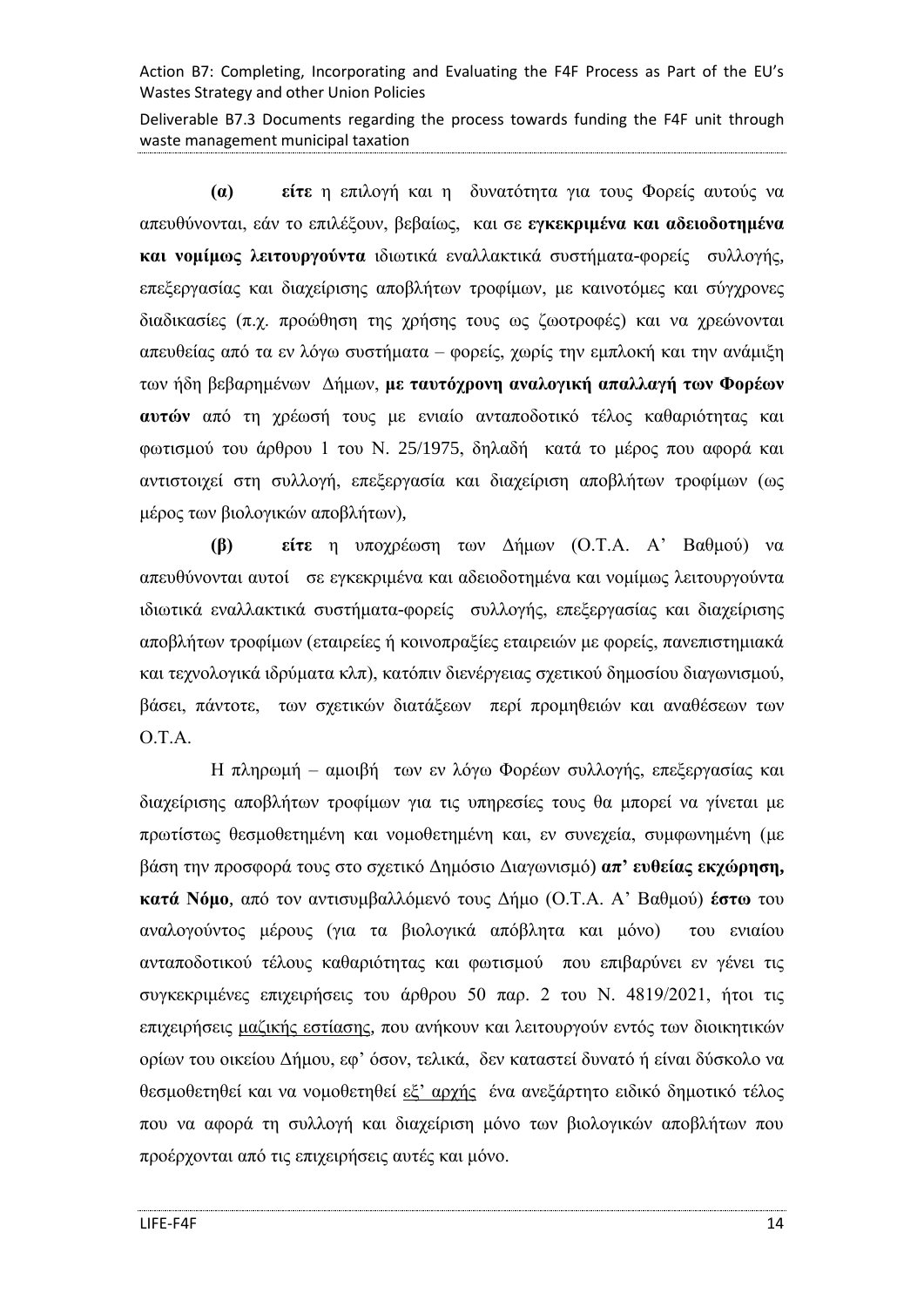**(α)** **είτε** η επιλογή και η δυνατότητα για τους Φορείς αυτούς να απευθύνονται, εάν το επιλέξουν, βεβαίως, και σε **εγκεκριμένα και αδειοδοτημένα και νομίμως λειτουργούντα** ιδιωτικά εναλλακτικά συστήματα-φορείς συλλογής, επεξεργασίας και διαχείρισης αποβλήτων τροφίμων, με καινοτόμες και σύγχρονες διαδικασίες (π.χ. προώθηση της χρήσης τους ως ζωοτροφές) και να χρεώνονται απευθείας από τα εν λόγω συστήματα – φορείς, χωρίς την εμπλοκή και την ανάμιξη των ήδη βεβαρημένων Δήμων, **με ταυτόχρονη αναλογική απαλλαγή των Φορέων αυτών** από τη χρέωσή τους με ενιαίο ανταποδοτικό τέλος καθαριότητας και φωτισμού του άρθρου 1 του Ν. 25/1975, δηλαδή κατά το μέρος που αφορά και αντιστοιχεί στη συλλογή, επεξεργασία και διαχείριση αποβλήτων τροφίμων (ως μέρος των βιολογικών αποβλήτων),

**(β)** **είτε** η υποχρέωση των Δήμων (Ο.Τ.Α. Α' Βαθμού) να απευθύνονται αυτοί σε εγκεκριμένα και αδειοδοτημένα και νομίμως λειτουργούντα ιδιωτικά εναλλακτικά συστήματα-φορείς συλλογής, επεξεργασίας και διαχείρισης αποβλήτων τροφίμων (εταιρείες ή κοινοπραξίες εταιρειών με φορείς, πανεπιστημιακά και τεχνολογικά ιδρύματα κλπ), κατόπιν διενέργειας σχετικού δημοσίου διαγωνισμού, βάσει, πάντοτε, των σχετικών διατάξεων περί προμηθειών και αναθέσεων των Ο.Τ.Α.

Η πληρωμή – αμοιβή των εν λόγω Φορέων συλλογής, επεξεργασίας και διαχείρισης αποβλήτων τροφίμων για τις υπηρεσίες τους θα μπορεί να γίνεται με πρωτίστως θεσμοθετημένη και νομοθετημένη και, εν συνεχεία, συμφωνημένη (με βάση την προσφορά τους στο σχετικό Δημόσιο Διαγωνισμό) **απ' ευθείας εκχώρηση, κατά Νόμο**, από τον αντισυμβαλλόμενό τους Δήμο (Ο.Τ.Α. Α' Βαθμού) **έστω** του αναλογούντος μέρους (για τα βιολογικά απόβλητα και μόνο) του ενιαίου ανταποδοτικού τέλους καθαριότητας και φωτισμού που επιβαρύνει εν γένει τις συγκεκριμένες επιχειρήσεις του άρθρου 50 παρ. 2 του Ν. 4819/2021, ήτοι τις επιχειρήσεις <u>μαζικής εστίασης</u>, που ανήκουν και λειτουργούν εντός των διοικητικών ορίων του οικείου Δήμου, εφ' όσον, τελικά, δεν καταστεί δυνατό ή είναι δύσκολο να θεσμοθετηθεί και να νομοθετηθεί <u>εξ' αρχής</u> ένα ανεξάρτητο ειδικό δημοτικό τέλος που αφορά τη συλλογή και διαχείριση μόνο των βιολογικών αποβλήτων που προέρχονται από τις επιχειρήσεις αυτές και μόνο.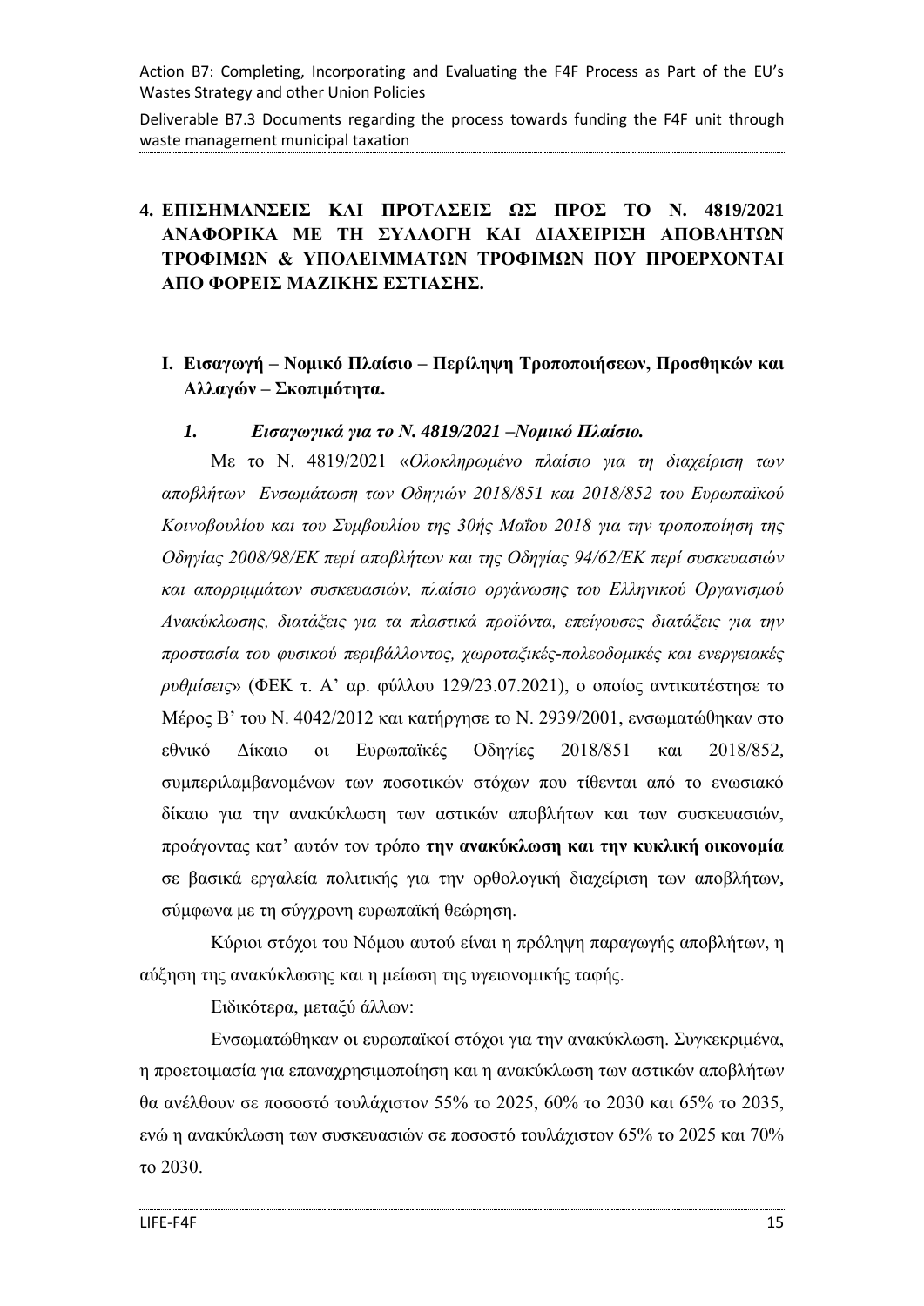## 4. ΕΠΙΣΗΜΑΝΣΕΙΣ ΚΑΙ ΠΡΟΤΑΣΕΙΣ ΩΣ ΠΡΟΣ ΤΟ Ν. 4819/2021 ΑΝΑΦΟΡΙΚΑ ΜΕ ΤΗ ΣΥΛΛΟΓΗ ΚΑΙ ΔΙΑΧΕΙΡΙΣΗ ΑΠΟΒΛΗΤΩΝ ΤΡΟΦΙΜΩΝ & ΥΠΟΛΕΙΜΜΑΤΩΝ ΤΡΟΦΙΜΩΝ ΠΟΥ ΠΡΟΕΡΧΟΝΤΑΙ ΑΠΟ ΦΟΡΕΙΣ ΜΑΖΙΚΗΣ ΕΣΤΙΑΣΗΣ.

### I. Εισαγωγή – Νομικό Πλαίσιο – Περίληψη Τροποποιήσεων, Προσθηκών και Αλλαγών – Σκοπιμότητα.

#### *1. Εισαγωγικά για το Ν. 4819/2021 –Νομικό Πλαίσιο.*

Με το Ν. 4819/2021 «*Ολοκληρωμένο πλαίσιο για τη διαχείριση των αποβλήτων Ενσωμάτωση των Οδηγιών 2018/851 και 2018/852 του Ευρωπαϊκού Κοινοβουλίου και του Συμβουλίου της 30ής Μαΐου 2018 για την τροποποίηση της Οδηγίας 2008/98/ΕΚ περί αποβλήτων και της Οδηγίας 94/62/ΕΚ περί συσκευασιών και απορριμμάτων συσκευασιών, πλαίσιο οργάνωσης του Ελληνικού Οργανισμού Ανακύκλωσης, διατάξεις για τα πλαστικά προϊόντα, επείγουσες διατάξεις για την προστασία του φυσικού περιβάλλοντος, χωροταξικές-πολεοδομικές και ενεργειακές ρυθμίσεις*» (ΦΕΚ τ. Α' αρ. φύλλου 129/23.07.2021), ο οποίος αντικατέστησε το Μέρος Β' του Ν. 4042/2012 και κατήργησε το Ν. 2939/2001, ενσωματώθηκαν στο εθνικό Δίκαιο οι Ευρωπαϊκές Οδηγίες 2018/851 και 2018/852, συμπεριλαμβανομένων των ποσοτικών στόχων που τίθενται από το ενωσιακό δίκαιο για την ανακύκλωση των αστικών αποβλήτων και των συσκευασιών, προάγοντας κατ' αυτόν τον τρόπο **την ανακύκλωση και την κυκλική οικονομία** σε βασικά εργαλεία πολιτικής για την ορθολογική διαχείριση των αποβλήτων, σύμφωνα με τη σύγχρονη ευρωπαϊκή θεώρηση.

Κύριοι στόχοι του Νόμου αυτού είναι η πρόληψη παραγωγής αποβλήτων, η αύξηση της ανακύκλωσης και η μείωση της υγειονομικής ταφής.

Ειδικότερα, μεταξύ άλλων:

Ενσωματώθηκαν οι ευρωπαϊκοί στόχοι για την ανακύκλωση. Συγκεκριμένα, η προετοιμασία για επαναχρησιμοποίηση και η ανακύκλωση των αστικών αποβλήτων θα ανέλθουν σε ποσοστό τουλάχιστον 55% το 2025, 60% το 2030 και 65% το 2035, ενώ η ανακύκλωση των συσκευασιών σε ποσοστό τουλάχιστον 65% το 2025 και 70% το 2030.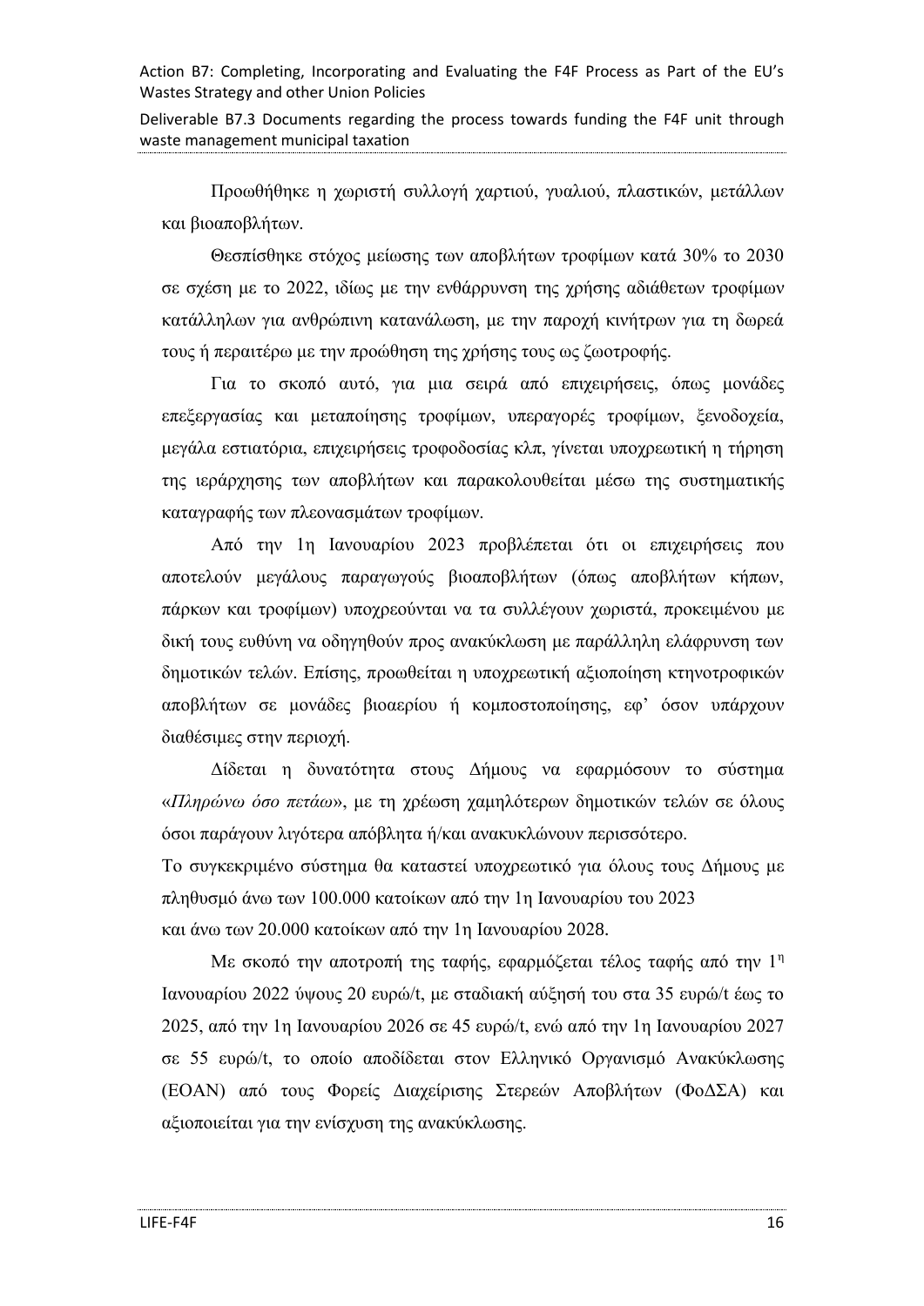Προωθήθηκε η χωριστή συλλογή χαρτιού, γυαλιού, πλαστικών, μετάλλων και βιοαποβλήτων.

Θεσπίσθηκε στόχος μείωσης των αποβλήτων τροφίμων κατά 30% το 2030 σε σχέση με το 2022, ιδίως με την ενθάρρυνση της χρήσης αδιάθετων τροφίμων κατάλληλων για ανθρώπινη κατανάλωση, με την παροχή κινήτρων για τη δωρεά τους ή περαιτέρω με την προώθηση της χρήσης τους ως ζωοτροφής.

Για το σκοπό αυτό, για μια σειρά από επιχειρήσεις, όπως μονάδες επεξεργασίας και μεταποίησης τροφίμων, υπεραγορές τροφίμων, ξενοδοχεία, μεγάλα εστιατόρια, επιχειρήσεις τροφοδοσίας κλπ, γίνεται υποχρεωτική η τήρηση της ιεράρχησης των αποβλήτων και παρακολουθείται μέσω της συστηματικής καταγραφής των πλεονασμάτων τροφίμων.

Από την 1η Ιανουαρίου 2023 προβλέπεται ότι οι επιχειρήσεις που αποτελούν μεγάλους παραγωγούς βιοαποβλήτων (όπως αποβλήτων κήπων, πάρκων και τροφίμων) υποχρεούνται να τα συλλέγουν χωριστά, προκειμένου με δική τους ευθύνη να οδηγηθούν προς ανακύκλωση με παράλληλη ελάφρυνση των δημοτικών τελών. Επίσης, προωθείται η υποχρεωτική αξιοποίηση κτηνοτροφικών αποβλήτων σε μονάδες βιοαερίου ή κομποστοποίησης, εφ' όσον υπάρχουν διαθέσιμες στην περιοχή.

Δίδεται η δυνατότητα στους Δήμους να εφαρμόσουν το σύστημα «*Πληρώνω όσο πετάω*», με τη χρέωση χαμηλότερων δημοτικών τελών σε όλους όσοι παράγουν λιγότερα απόβλητα ή/και ανακυκλώνουν περισσότερο.

Το συγκεκριμένο σύστημα θα καταστεί υποχρεωτικό για όλους τους Δήμους με πληθυσμό άνω των 100.000 κατοίκων από την 1η Ιανουαρίου του 2023 και άνω των 20.000 κατοίκων από την 1η Ιανουαρίου 2028.

Με σκοπό την αποτροπή της ταφής, εφαρμόζεται τέλος ταφής από την 1η Ιανουαρίου 2022 ύψους 20 ευρώ/t, με σταδιακή αύξησή του στα 35 ευρώ/t έως το 2025, από την 1η Ιανουαρίου 2026 σε 45 ευρώ/t, ενώ από την 1η Ιανουαρίου 2027 σε 55 ευρώ/t, το οποίο αποδίδεται στον Ελληνικό Οργανισμό Ανακύκλωσης (ΕΟΑΝ) από τους Φορείς Διαχείρισης Στερεών Αποβλήτων (ΦοΔΣΑ) και αξιοποιείται για την ενίσχυση της ανακύκλωσης.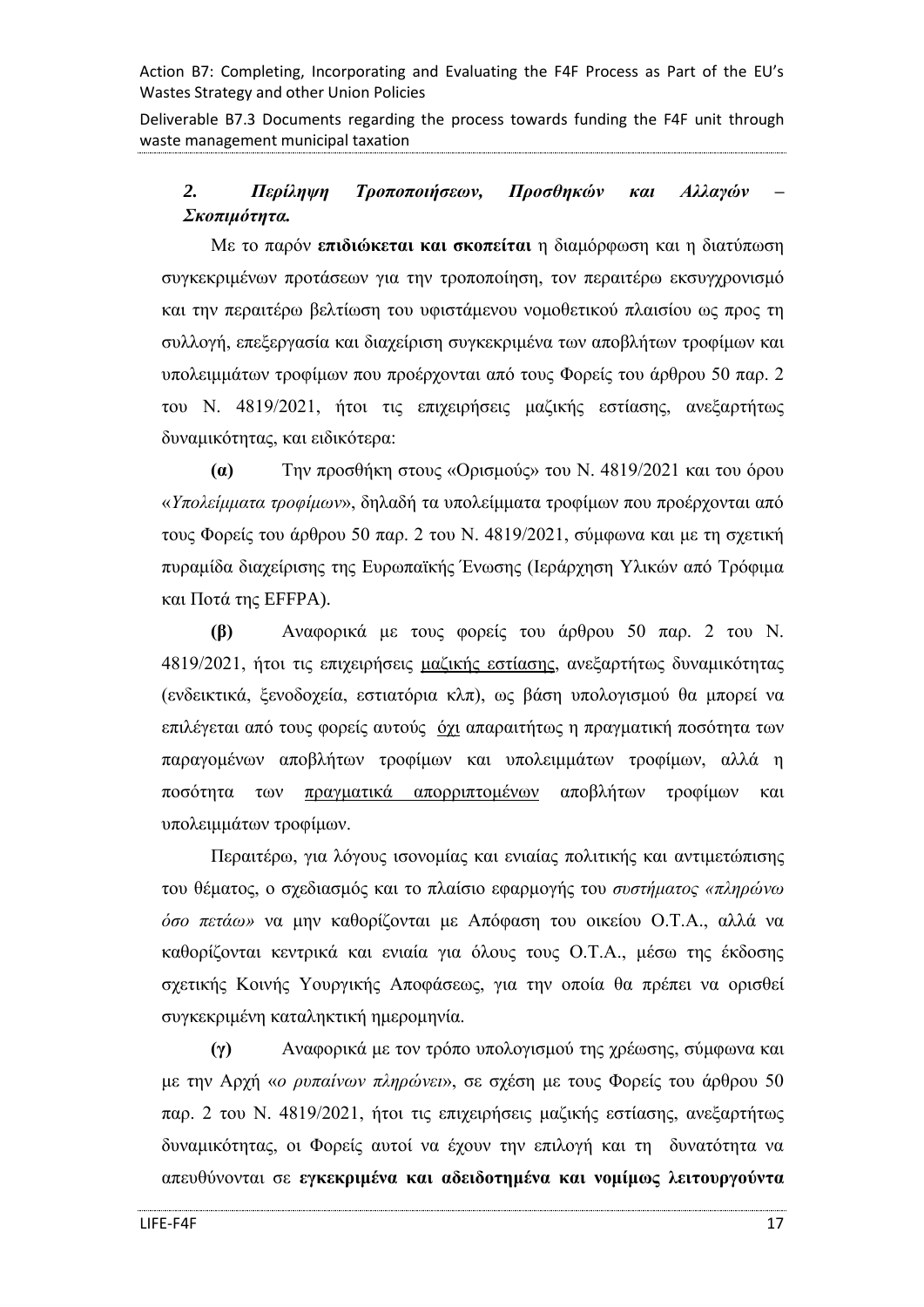## *2. Περίληψη Τροποποιήσεων, Προσθηκών και Αλλαγών – Σκοπιμότητα.*

Με το παρόν **επιδιώκεται και σκοπείται** η διαμόρφωση και η διατύπωση συγκεκριμένων προτάσεων για την τροποποίηση, τον περαιτέρω εκσυγχρονισμό και την περαιτέρω βελτίωση του υφιστάμενου νομοθετικού πλαισίου ως προς τη συλλογή, επεξεργασία και διαχείριση συγκεκριμένα των αποβλήτων τροφίμων και υπολειμμάτων τροφίμων που προέρχονται από τους Φορείς του άρθρου 50 παρ. 2 του Ν. 4819/2021, ήτοι τις επιχειρήσεις μαζικής εστίασης, ανεξαρτήτως δυναμικότητας, και ειδικότερα:

**(α)** Την προσθήκη στους «Ορισμούς» του Ν. 4819/2021 και του όρου «*Υπολείμματα τροφίμων*», δηλαδή τα υπολείμματα τροφίμων που προέρχονται από τους Φορείς του άρθρου 50 παρ. 2 του Ν. 4819/2021, σύμφωνα και με τη σχετική πυραμίδα διαχείρισης της Ευρωπαϊκής Ένωσης (Ιεράρχηση Υλικών από Τρόφιμα και Ποτά της EFFPA).

**(β)** Αναφορικά με τους φορείς του άρθρου 50 παρ. 2 του Ν. 4819/2021, ήτοι τις επιχειρήσεις μαζικής εστίασης, ανεξαρτήτως δυναμικότητας (ενδεικτικά, ξενοδοχεία, εστιατόρια κλπ), ως βάση υπολογισμού θα μπορεί να επιλέγεται από τους φορείς αυτούς όχι απαραιτήτως η πραγματική ποσότητα των παραγομένων αποβλήτων τροφίμων και υπολειμμάτων τροφίμων, αλλά η ποσότητα των πραγματικά απορριπτομένων αποβλήτων τροφίμων και υπολειμμάτων τροφίμων.

Περαιτέρω, για λόγους ισονομίας και ενιαίας πολιτικής και αντιμετώπισης του θέματος, ο σχεδιασμός και το πλαίσιο εφαρμογής του *συστήματος «πληρώνω όσο πετάω»* να μην καθορίζονται με Απόφαση του οικείου Ο.Τ.Α., αλλά να καθορίζονται κεντρικά και ενιαία για όλους τους Ο.Τ.Α., μέσω της έκδοσης σχετικής Κοινής Υουργικής Αποφάσεως, για την οποία θα πρέπει να ορισθεί συγκεκριμένη καταληκτική ημερομηνία.

**(γ)** Αναφορικά με τον τρόπο υπολογισμού της χρέωσης, σύμφωνα και με την Αρχή «*ο ρυπαίνων πληρώνει*», σε σχέση με τους Φορείς του άρθρου 50 παρ. 2 του Ν. 4819/2021, ήτοι τις επιχειρήσεις μαζικής εστίασης, ανεξαρτήτως δυναμικότητας, οι Φορείς αυτοί να έχουν την επιλογή και τη δυνατότητα να απευθύνονται σε **εγκεκριμένα και αδειδοτημένα και νομίμως λειτουργούντα**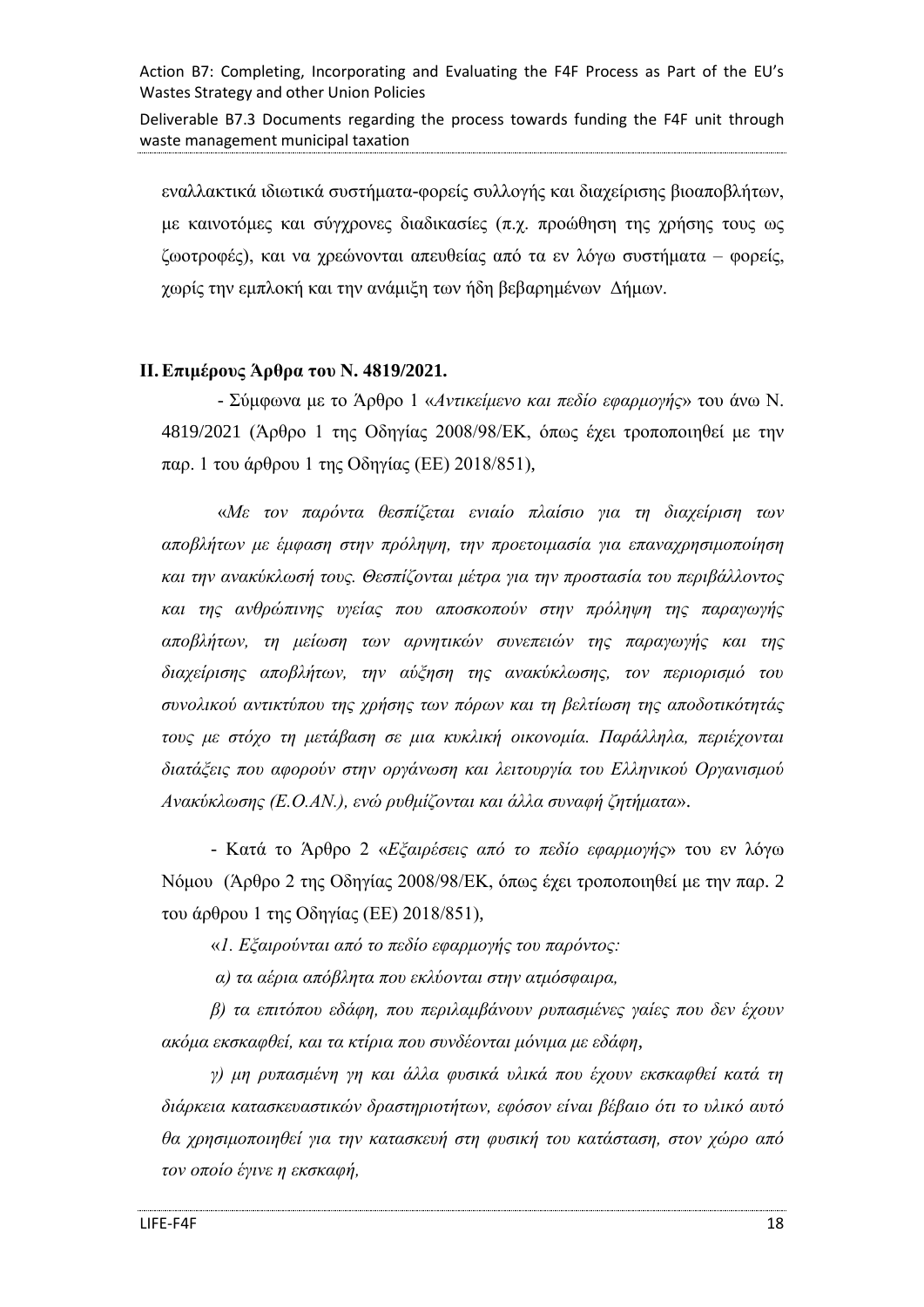εναλλακτικά ιδιωτικά συστήματα-φορείς συλλογής και διαχείρισης βιοαποβλήτων, με καινοτόμες και σύγχρονες διαδικασίες (π.χ. προώθηση της χρήσης τους ως ζωοτροφές), και να χρεώνονται απευθείας από τα εν λόγω συστήματα – φορείς, χωρίς την εμπλοκή και την ανάμιξη των ήδη βεβαρημένων Δήμων.

## **II. Επιμέρους Άρθρα του Ν. 4819/2021.**

- Σύμφωνα με το Άρθρο 1 «*Αντικείμενο και πεδίο εφαρμογής*» του άνω Ν. 4819/2021 (Άρθρο 1 της Οδηγίας 2008/98/ΕΚ, όπως έχει τροποποιηθεί με την παρ. 1 του άρθρου 1 της Οδηγίας (ΕΕ) 2018/851),

«*Με τον παρόντα θεσπίζεται ενιαίο πλαίσιο για τη διαχείριση των αποβλήτων με έμφαση στην πρόληψη, την προετοιμασία για επαναχρησιμοποίηση και την ανακύκλωσή τους. Θεσπίζονται μέτρα για την προστασία του περιβάλλοντος και της ανθρώπινης υγείας που αποσκοπούν στην πρόληψη της παραγωγής αποβλήτων, τη μείωση των αρνητικών συνεπειών της παραγωγής και της διαχείρισης αποβλήτων, την αύξηση της ανακύκλωσης, τον περιορισμό του συνολικού αντικτύπου της χρήσης των πόρων και τη βελτίωση της αποδοτικότητάς τους με στόχο τη μετάβαση σε μια κυκλική οικονομία. Παράλληλα, περιέχονται διατάξεις που αφορούν στην οργάνωση και λειτουργία του Ελληνικού Οργανισμού Ανακύκλωσης (Ε.Ο.ΑΝ.), ενώ ρυθμίζονται και άλλα συναφή ζητήματα*».

- Κατά το Άρθρο 2 «*Εξαιρέσεις από το πεδίο εφαρμογής*» του εν λόγω Νόμου (Άρθρο 2 της Οδηγίας 2008/98/ΕΚ, όπως έχει τροποποιηθεί με την παρ. 2 του άρθρου 1 της Οδηγίας (ΕΕ) 2018/851),

«*1. Εξαιρούνται από το πεδίο εφαρμογής του παρόντος:*

*α) τα αέρια απόβλητα που εκλύονται στην ατμόσφαιρα,*

*β) τα επιτόπου εδάφη, που περιλαμβάνουν ρυπασμένες γαίες που δεν έχουν ακόμα εκσκαφθεί, και τα κτίρια που συνδέονται μόνιμα με εδάφη*,

*γ) μη ρυπασμένη γη και άλλα φυσικά υλικά που έχουν εκσκαφθεί κατά τη διάρκεια κατασκευαστικών δραστηριοτήτων, εφόσον είναι βέβαιο ότι το υλικό αυτό θα χρησιμοποιηθεί για την κατασκευή στη φυσική του κατάσταση, στον χώρο από τον οποίο έγινε η εκσκαφή,*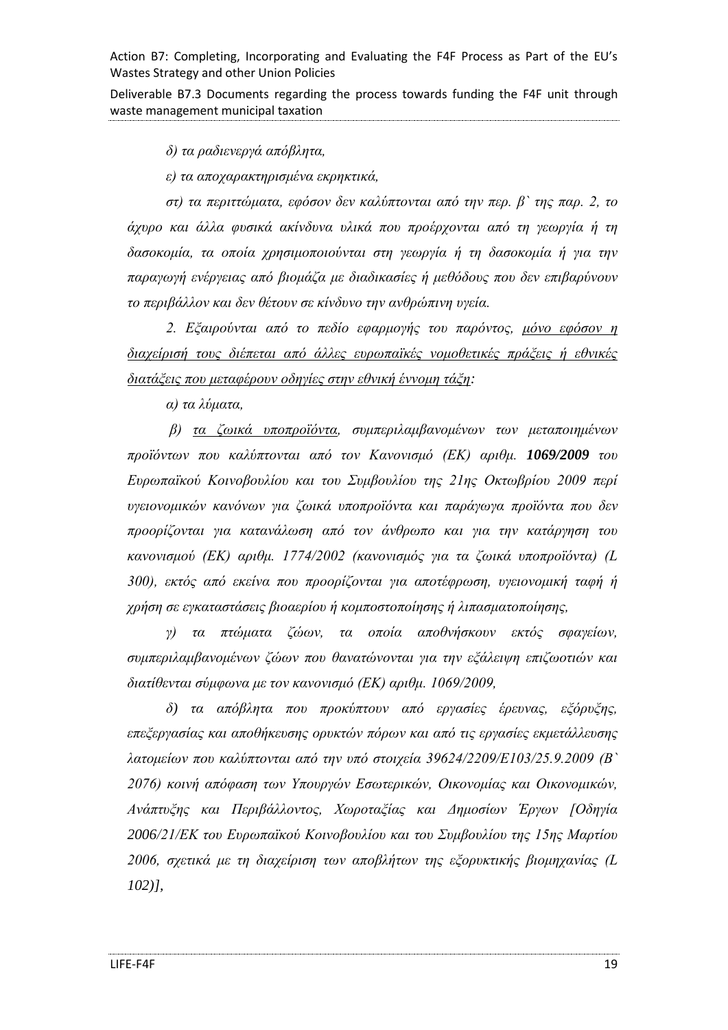*δ) τα ραδιενεργά απόβλητα,*

*ε) τα αποχαρακτηρισμένα εκρηκτικά,*

*στ) τα περιττώματα, εφόσον δεν καλύπτονται από την περ. β` της παρ. 2, το άχυρο και άλλα φυσικά ακίνδυνα υλικά που προέρχονται από τη γεωργία ή τη δασοκομία, τα οποία χρησιμοποιούνται στη γεωργία ή τη δασοκομία ή για την παραγωγή ενέργειας από βιομάζα με διαδικασίες ή μεθόδους που δεν επιβαρύνουν το περιβάλλον και δεν θέτουν σε κίνδυνο την ανθρώπινη υγεία.*

*2. Εξαιρούνται από το πεδίο εφαρμογής του παρόντος, <u>μόνο εφόσον η διαχείρισή τους διέπεται από άλλες ευρωπαϊκές νομοθετικές πράξεις ή εθνικές διατάξεις που μεταφέρουν οδηγίες στην εθνική έννομη τάξη</u>:*

*α) τα λύματα,*

*β) <u>τα ζωικά υποπροϊόντα</u>, συμπεριλαμβανομένων των μεταποιημένων προϊόντων που καλύπτονται από τον Κανονισμό (ΕΚ) αριθμ.* ***1069/2009*** *του Ευρωπαϊκού Κοινοβουλίου και του Συμβουλίου της 21ης Οκτωβρίου 2009 περί υγειονομικών κανόνων για ζωικά υποπροϊόντα και παράγωγα προϊόντα που δεν προορίζονται για κατανάλωση από τον άνθρωπο και για την κατάργηση του κανονισμού (ΕΚ) αριθμ. 1774/2002 (κανονισμός για τα ζωικά υποπροϊόντα) (L 300), εκτός από εκείνα που προορίζονται για αποτέφρωση, υγειονομική ταφή ή χρήση σε εγκαταστάσεις βιοαερίου ή κομποστοποίησης ή λιπασματοποίησης,*

*γ) τα πτώματα ζώων, τα οποία αποθνήσκουν εκτός σφαγείων, συμπεριλαμβανομένων ζώων που θανατώνονται για την εξάλειψη επιζωοτιών και διατίθενται σύμφωνα με τον κανονισμό (ΕΚ) αριθμ. 1069/2009,*

*δ) τα απόβλητα που προκύπτουν από εργασίες έρευνας, εξόρυξης, επεξεργασίας και αποθήκευσης ορυκτών πόρων και από τις εργασίες εκμετάλλευσης λατομείων που καλύπτονται από την υπό στοιχεία 39624/2209/Ε103/25.9.2009 (Β` 2076) κοινή απόφαση των Υπουργών Εσωτερικών, Οικονομίας και Οικονομικών, Ανάπτυξης και Περιβάλλοντος, Χωροταξίας και Δημοσίων Έργων [Οδηγία 2006/21/ΕΚ του Ευρωπαϊκού Κοινοβουλίου και του Συμβουλίου της 15ης Μαρτίου 2006, σχετικά με τη διαχείριση των αποβλήτων της εξορυκτικής βιομηχανίας (L 102)],*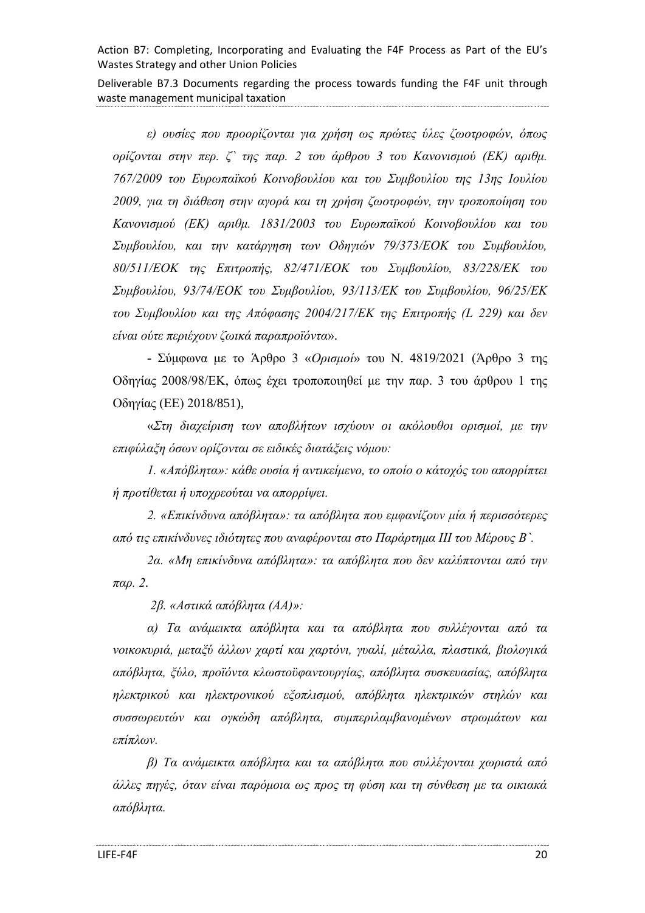*ε) ουσίες που προορίζονται για χρήση ως πρώτες ύλες ζωοτροφών, όπως ορίζονται στην περ. ζ` της παρ. 2 του άρθρου 3 του Κανονισμού (ΕΚ) αριθμ. 767/2009 του Ευρωπαϊκού Κοινοβουλίου και του Συμβουλίου της 13ης Ιουλίου 2009, για τη διάθεση στην αγορά και τη χρήση ζωοτροφών, την τροποποίηση του Κανονισμού (ΕΚ) αριθμ. 1831/2003 του Ευρωπαϊκού Κοινοβουλίου και του Συμβουλίου, και την κατάργηση των Οδηγιών 79/373/ΕΟΚ του Συμβουλίου, 80/511/ΕΟΚ της Επιτροπής, 82/471/ΕΟΚ του Συμβουλίου, 83/228/ΕΚ του Συμβουλίου, 93/74/ΕΟΚ του Συμβουλίου, 93/113/ΕΚ του Συμβουλίου, 96/25/ΕΚ του Συμβουλίου και της Απόφασης 2004/217/ΕΚ της Επιτροπής (L 229) και δεν είναι ούτε περιέχουν ζωικά παραπροϊόντα».*

- Σύμφωνα με το Άρθρο 3 «*Ορισμοί*» του Ν. 4819/2021 (Άρθρο 3 της Οδηγίας 2008/98/ΕΚ, όπως έχει τροποποιηθεί με την παρ. 3 του άρθρου 1 της Οδηγίας (ΕΕ) 2018/851),

«*Στη διαχείριση των αποβλήτων ισχύουν οι ακόλουθοι ορισμοί, με την επιφύλαξη όσων ορίζονται σε ειδικές διατάξεις νόμου:*

*1. «Απόβλητα»: κάθε ουσία ή αντικείμενο, το οποίο ο κάτοχός του απορρίπτει ή προτίθεται ή υποχρεούται να απορρίψει.*

*2. «Επικίνδυνα απόβλητα»: τα απόβλητα που εμφανίζουν μία ή περισσότερες από τις επικίνδυνες ιδιότητες που αναφέρονται στο Παράρτημα ΙΙΙ του Μέρους Β`.*

*2α. «Μη επικίνδυνα απόβλητα»: τα απόβλητα που δεν καλύπτονται από την παρ. 2.*

*2β. «Αστικά απόβλητα (ΑΑ)»:*

*α) Τα ανάμεικτα απόβλητα και τα απόβλητα που συλλέγονται από τα νοικοκυριά, μεταξύ άλλων χαρτί και χαρτόνι, γυαλί, μέταλλα, πλαστικά, βιολογικά απόβλητα, ξύλο, προϊόντα κλωστοϋφαντουργίας, απόβλητα συσκευασίας, απόβλητα ηλεκτρικού και ηλεκτρονικού εξοπλισμού, απόβλητα ηλεκτρικών στηλών και συσσωρευτών και ογκώδη απόβλητα, συμπεριλαμβανομένων στρωμάτων και επίπλων.*

*β) Τα ανάμεικτα απόβλητα και τα απόβλητα που συλλέγονται χωριστά από άλλες πηγές, όταν είναι παρόμοια ως προς τη φύση και τη σύνθεση με τα οικιακά απόβλητα.*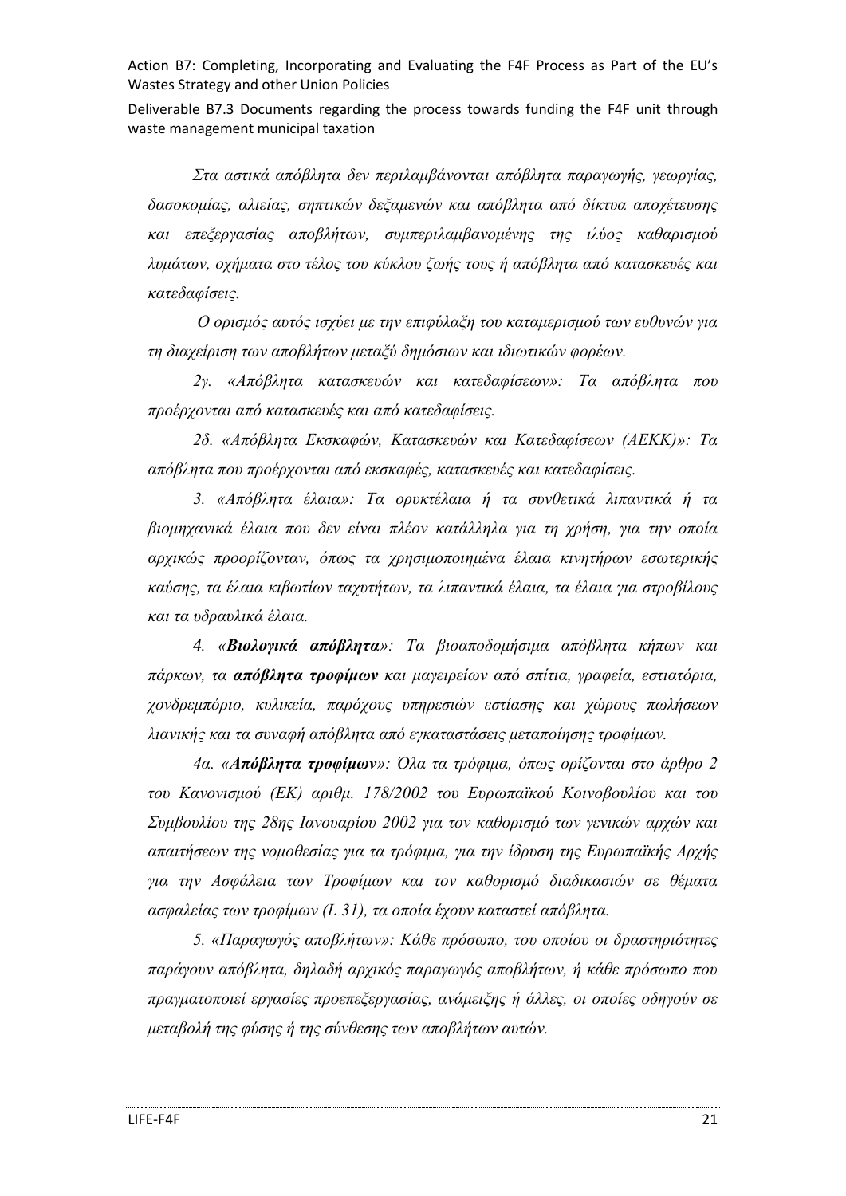*Στα αστικά απόβλητα δεν περιλαμβάνονται απόβλητα παραγωγής, γεωργίας, δασοκομίας, αλιείας, σηπτικών δεξαμενών και απόβλητα από δίκτυα αποχέτευσης και επεξεργασίας αποβλήτων, συμπεριλαμβανομένης της ιλύος καθαρισμού λυμάτων, οχήματα στο τέλος του κύκλου ζωής τους ή απόβλητα από κατασκευές και κατεδαφίσεις.*

*Ο ορισμός αυτός ισχύει με την επιφύλαξη του καταμερισμού των ευθυνών για τη διαχείριση των αποβλήτων μεταξύ δημόσιων και ιδιωτικών φορέων.*

*2γ. «Απόβλητα κατασκευών και κατεδαφίσεων»: Τα απόβλητα που προέρχονται από κατασκευές και από κατεδαφίσεις.*

*2δ. «Απόβλητα Εκσκαφών, Κατασκευών και Κατεδαφίσεων (ΑΕΚΚ)»: Τα απόβλητα που προέρχονται από εκσκαφές, κατασκευές και κατεδαφίσεις.*

*3. «Απόβλητα έλαια»: Τα ορυκτέλαια ή τα συνθετικά λιπαντικά ή τα βιομηχανικά έλαια που δεν είναι πλέον κατάλληλα για τη χρήση, για την οποία αρχικώς προορίζονταν, όπως τα χρησιμοποιημένα έλαια κινητήρων εσωτερικής καύσης, τα έλαια κιβωτίων ταχυτήτων, τα λιπαντικά έλαια, τα έλαια για στροβίλους και τα υδραυλικά έλαια.*

*4. «**Βιολογικά απόβλητα**»: Τα βιοαποδομήσιμα απόβλητα κήπων και πάρκων, τα **απόβλητα τροφίμων** και μαγειρείων από σπίτια, γραφεία, εστιατόρια, χονδρεμπόριο, κυλικεία, παρόχους υπηρεσιών εστίασης και χώρους πωλήσεων λιανικής και τα συναφή απόβλητα από εγκαταστάσεις μεταποίησης τροφίμων.*

*4α. «**Απόβλητα τροφίμων**»: Όλα τα τρόφιμα, όπως ορίζονται στο άρθρο 2 του Κανονισμού (ΕΚ) αριθμ. 178/2002 του Ευρωπαϊκού Κοινοβουλίου και του Συμβουλίου της 28ης Ιανουαρίου 2002 για τον καθορισμό των γενικών αρχών και απαιτήσεων της νομοθεσίας για τα τρόφιμα, για την ίδρυση της Ευρωπαϊκής Αρχής για την Ασφάλεια των Τροφίμων και τον καθορισμό διαδικασιών σε θέματα ασφαλείας των τροφίμων (L 31), τα οποία έχουν καταστεί απόβλητα.*

*5. «Παραγωγός αποβλήτων»: Κάθε πρόσωπο, του οποίου οι δραστηριότητες παράγουν απόβλητα, δηλαδή αρχικός παραγωγός αποβλήτων, ή κάθε πρόσωπο που πραγματοποιεί εργασίες προεπεξεργασίας, ανάμειξης ή άλλες, οι οποίες οδηγούν σε μεταβολή της φύσης ή της σύνθεσης των αποβλήτων αυτών.*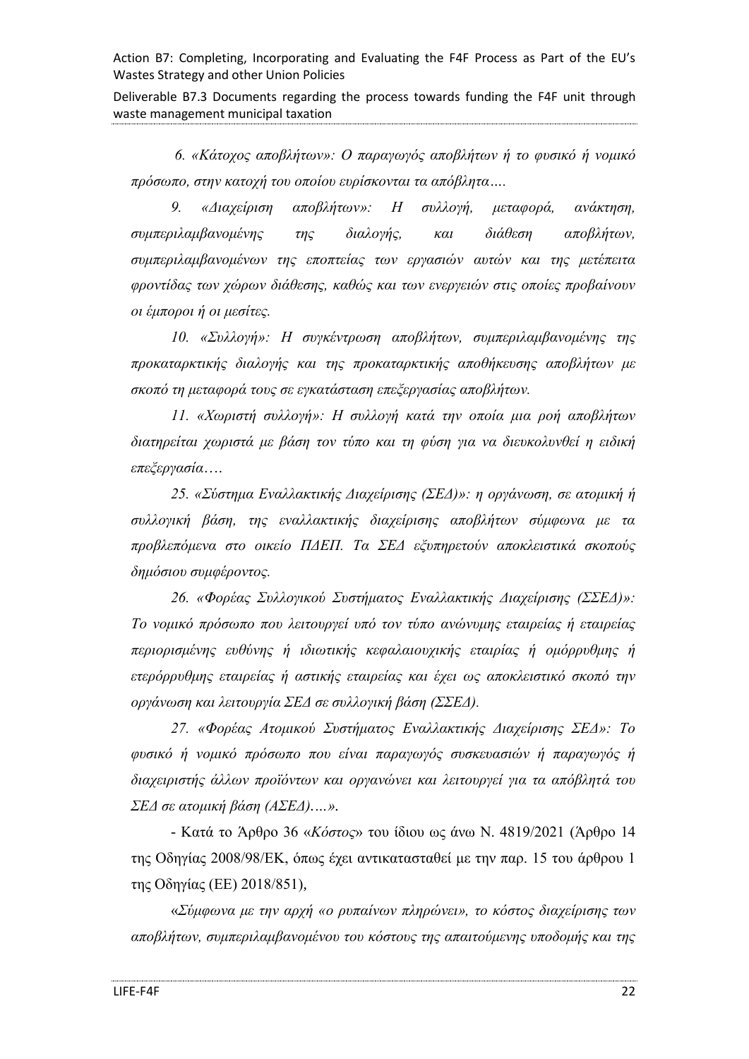*6. «Κάτοχος αποβλήτων»: Ο παραγωγός αποβλήτων ή το φυσικό ή νομικό πρόσωπο, στην κατοχή του οποίου ευρίσκονται τα απόβλητα….*

*9. «Διαχείριση αποβλήτων»: Η συλλογή, μεταφορά, ανάκτηση, συμπεριλαμβανομένης της διαλογής, και διάθεση αποβλήτων, συμπεριλαμβανομένων της εποπτείας των εργασιών αυτών και της μετέπειτα φροντίδας των χώρων διάθεσης, καθώς και των ενεργειών στις οποίες προβαίνουν οι έμποροι ή οι μεσίτες.*

*10. «Συλλογή»: Η συγκέντρωση αποβλήτων, συμπεριλαμβανομένης της προκαταρκτικής διαλογής και της προκαταρκτικής αποθήκευσης αποβλήτων με σκοπό τη μεταφορά τους σε εγκατάσταση επεξεργασίας αποβλήτων.*

*11. «Χωριστή συλλογή»: Η συλλογή κατά την οποία μια ροή αποβλήτων διατηρείται χωριστά με βάση τον τύπο και τη φύση για να διευκολυνθεί η ειδική επεξεργασία….*

*25. «Σύστημα Εναλλακτικής Διαχείρισης (ΣΕΔ)»: η οργάνωση, σε ατομική ή συλλογική βάση, της εναλλακτικής διαχείρισης αποβλήτων σύμφωνα με τα προβλεπόμενα στο οικείο ΠΔΕΠ. Τα ΣΕΔ εξυπηρετούν αποκλειστικά σκοπούς δημόσιου συμφέροντος.*

*26. «Φορέας Συλλογικού Συστήματος Εναλλακτικής Διαχείρισης (ΣΣΕΔ)»: Το νομικό πρόσωπο που λειτουργεί υπό τον τύπο ανώνυμης εταιρείας ή εταιρείας περιορισμένης ευθύνης ή ιδιωτικής κεφαλαιουχικής εταιρίας ή ομόρρυθμης ή ετερόρρυθμης εταιρείας ή αστικής εταιρείας και έχει ως αποκλειστικό σκοπό την οργάνωση και λειτουργία ΣΕΔ σε συλλογική βάση (ΣΣΕΔ).*

*27. «Φορέας Ατομικού Συστήματος Εναλλακτικής Διαχείρισης ΣΕΔ»: Το φυσικό ή νομικό πρόσωπο που είναι παραγωγός συσκευασιών ή παραγωγός ή διαχειριστής άλλων προϊόντων και οργανώνει και λειτουργεί για τα απόβλητά του ΣΕΔ σε ατομική βάση (ΑΣΕΔ)….».*

- Κατά το Άρθρο 36 «*Κόστος*» του ίδιου ως άνω Ν. 4819/2021 (Άρθρο 14 της Οδηγίας 2008/98/ΕΚ, όπως έχει αντικατασταθεί με την παρ. 15 του άρθρου 1 της Οδηγίας (ΕΕ) 2018/851),

«*Σύμφωνα με την αρχή «ο ρυπαίνων πληρώνει», το κόστος διαχείρισης των αποβλήτων, συμπεριλαμβανομένου του κόστους της απαιτούμενης υποδομής και της*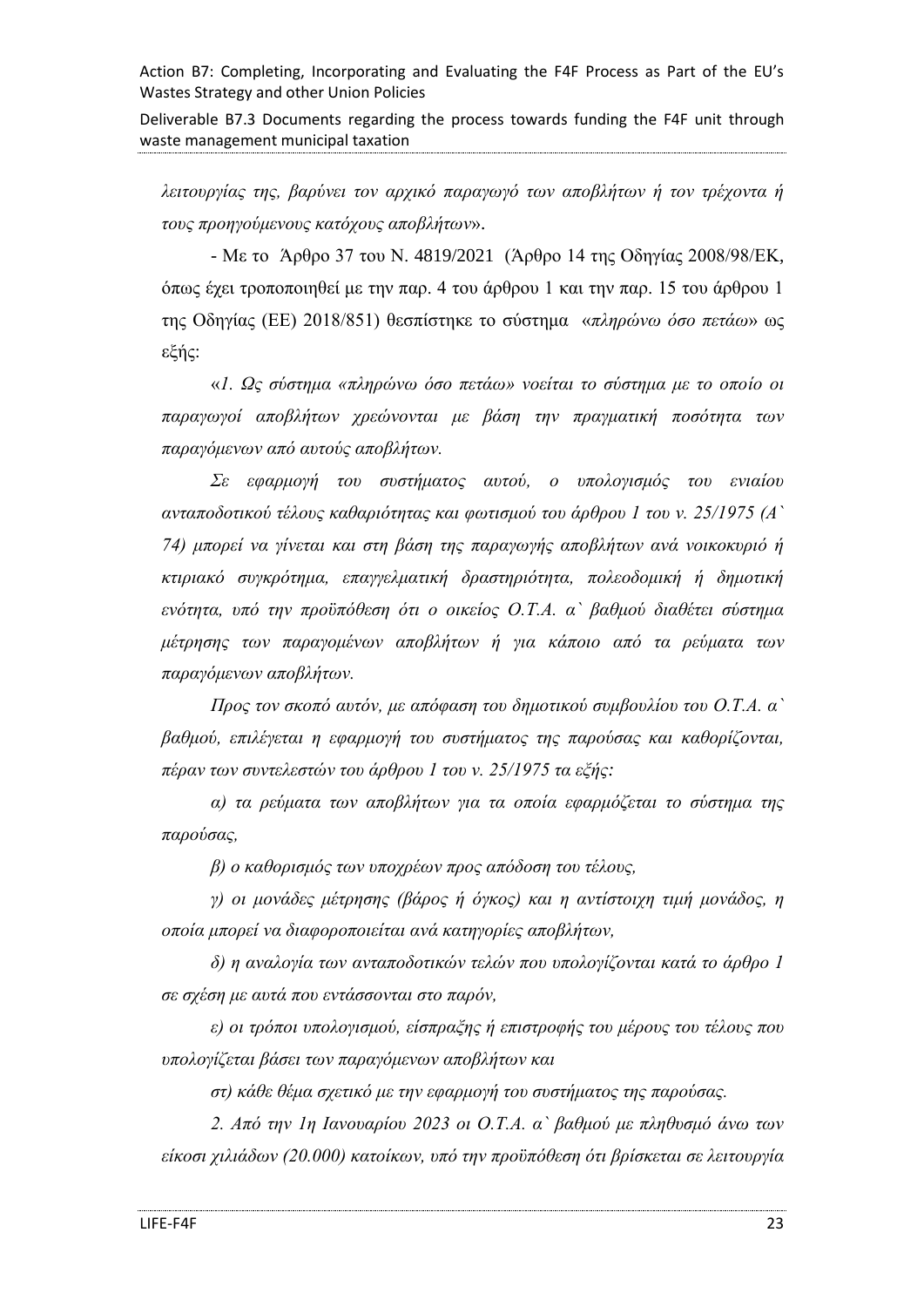*λειτουργίας της, βαρύνει τον αρχικό παραγωγό των αποβλήτων ή τον τρέχοντα ή τους προηγούμενους κατόχους αποβλήτων*».

- Με το Άρθρο 37 του Ν. 4819/2021 (Άρθρο 14 της Οδηγίας 2008/98/ΕΚ, όπως έχει τροποποιηθεί με την παρ. 4 του άρθρου 1 και την παρ. 15 του άρθρου 1 της Οδηγίας (ΕΕ) 2018/851) θεσπίστηκε το σύστημα «*πληρώνω όσο πετάω*» ως εξής:

«*1. Ως σύστημα «πληρώνω όσο πετάω» νοείται το σύστημα με το οποίο οι παραγωγοί αποβλήτων χρεώνονται με βάση την πραγματική ποσότητα των παραγόμενων από αυτούς αποβλήτων.*

*Σε εφαρμογή του συστήματος αυτού, ο υπολογισμός του ενιαίου ανταποδοτικού τέλους καθαριότητας και φωτισμού του άρθρου 1 του ν. 25/1975 (Α` 74) μπορεί να γίνεται και στη βάση της παραγωγής αποβλήτων ανά νοικοκυριό ή κτιριακό συγκρότημα, επαγγελματική δραστηριότητα, πολεοδομική ή δημοτική ενότητα, υπό την προϋπόθεση ότι ο οικείος Ο.Τ.Α. α` βαθμού διαθέτει σύστημα μέτρησης των παραγομένων αποβλήτων ή για κάποιο από τα ρεύματα των παραγόμενων αποβλήτων.*

*Προς τον σκοπό αυτόν, με απόφαση του δημοτικού συμβουλίου του Ο.Τ.Α. α` βαθμού, επιλέγεται η εφαρμογή του συστήματος της παρούσας και καθορίζονται, πέραν των συντελεστών του άρθρου 1 του ν. 25/1975 τα εξής:*

*α) τα ρεύματα των αποβλήτων για τα οποία εφαρμόζεται το σύστημα της παρούσας,*

*β) ο καθορισμός των υποχρέων προς απόδοση του τέλους,*

*γ) οι μονάδες μέτρησης (βάρος ή όγκος) και η αντίστοιχη τιμή μονάδος, η οποία μπορεί να διαφοροποιείται ανά κατηγορίες αποβλήτων,*

*δ) η αναλογία των ανταποδοτικών τελών που υπολογίζονται κατά το άρθρο 1 σε σχέση με αυτά που εντάσσονται στο παρόν,*

*ε) οι τρόποι υπολογισμού, είσπραξης ή επιστροφής του μέρους του τέλους που υπολογίζεται βάσει των παραγόμενων αποβλήτων και*

*στ) κάθε θέμα σχετικό με την εφαρμογή του συστήματος της παρούσας.*

*2. Από την 1η Ιανουαρίου 2023 οι Ο.Τ.Α. α` βαθμού με πληθυσμό άνω των είκοσι χιλιάδων (20.000) κατοίκων, υπό την προϋπόθεση ότι βρίσκεται σε λειτουργία*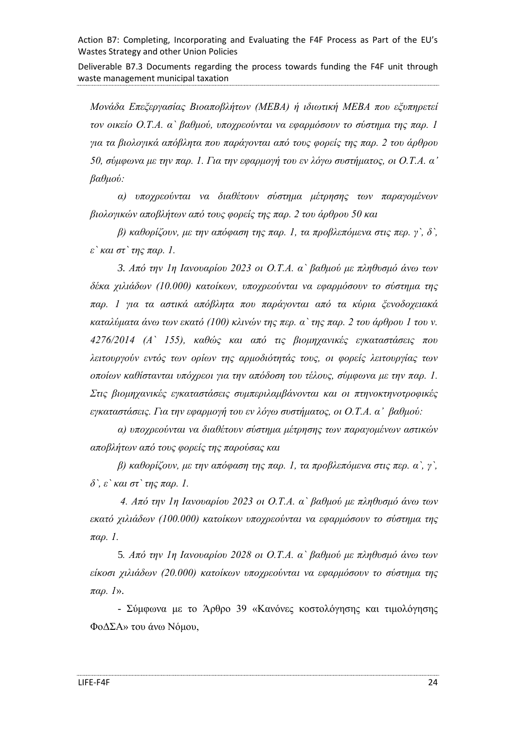*Μονάδα Επεξεργασίας Βιοαποβλήτων (ΜΕΒΑ) ή ιδιωτική ΜΕΒΑ που εξυπηρετεί τον οικείο Ο.Τ.Α. α` βαθμού, υποχρεούνται να εφαρμόσουν το σύστημα της παρ. 1 για τα βιολογικά απόβλητα που παράγονται από τους φορείς της παρ. 2 του άρθρου 50, σύμφωνα με την παρ. 1. Για την εφαρμογή του εν λόγω συστήματος, οι Ο.Τ.Α. α' βαθμού:*

*α) υποχρεούνται να διαθέτουν σύστημα μέτρησης των παραγομένων βιολογικών αποβλήτων από τους φορείς της παρ. 2 του άρθρου 50 και*

*β) καθορίζουν, με την απόφαση της παρ. 1, τα προβλεπόμενα στις περ. γ`, δ`, ε` και στ` της παρ. 1.*

*3. Από την 1η Ιανουαρίου 2023 οι Ο.Τ.Α. α` βαθμού με πληθυσμό άνω των δέκα χιλιάδων (10.000) κατοίκων, υποχρεούνται να εφαρμόσουν το σύστημα της παρ. 1 για τα αστικά απόβλητα που παράγονται από τα κύρια ξενοδοχειακά καταλύματα άνω των εκατό (100) κλινών της περ. α` της παρ. 2 του άρθρου 1 του ν. 4276/2014 (Α` 155), καθώς και από τις βιομηχανικές εγκαταστάσεις που λειτουργούν εντός των ορίων της αρμοδιότητάς τους, οι φορείς λειτουργίας των οποίων καθίστανται υπόχρεοι για την απόδοση του τέλους, σύμφωνα με την παρ. 1. Στις βιομηχανικές εγκαταστάσεις συμπεριλαμβάνονται και οι πτηνοκτηνοτροφικές εγκαταστάσεις. Για την εφαρμογή του εν λόγω συστήματος, οι Ο.Τ.Α. α' βαθμού:*

*α) υποχρεούνται να διαθέτουν σύστημα μέτρησης των παραγομένων αστικών αποβλήτων από τους φορείς της παρούσας και*

*β) καθορίζουν, με την απόφαση της παρ. 1, τα προβλεπόμενα στις περ. α`, γ`, δ`, ε` και στ` της παρ. 1.*

*4. Από την 1η Ιανουαρίου 2023 οι Ο.Τ.Α. α` βαθμού με πληθυσμό άνω των εκατό χιλιάδων (100.000) κατοίκων υποχρεούνται να εφαρμόσουν το σύστημα της παρ. 1.*

5. *Από την 1η Ιανουαρίου 2028 οι Ο.Τ.Α. α` βαθμού με πληθυσμό άνω των είκοσι χιλιάδων (20.000) κατοίκων υποχρεούνται να εφαρμόσουν το σύστημα της παρ. 1*».

- Σύμφωνα με το Άρθρο 39 «Κανόνες κοστολόγησης και τιμολόγησης ΦοΔΣΑ» του άνω Νόμου,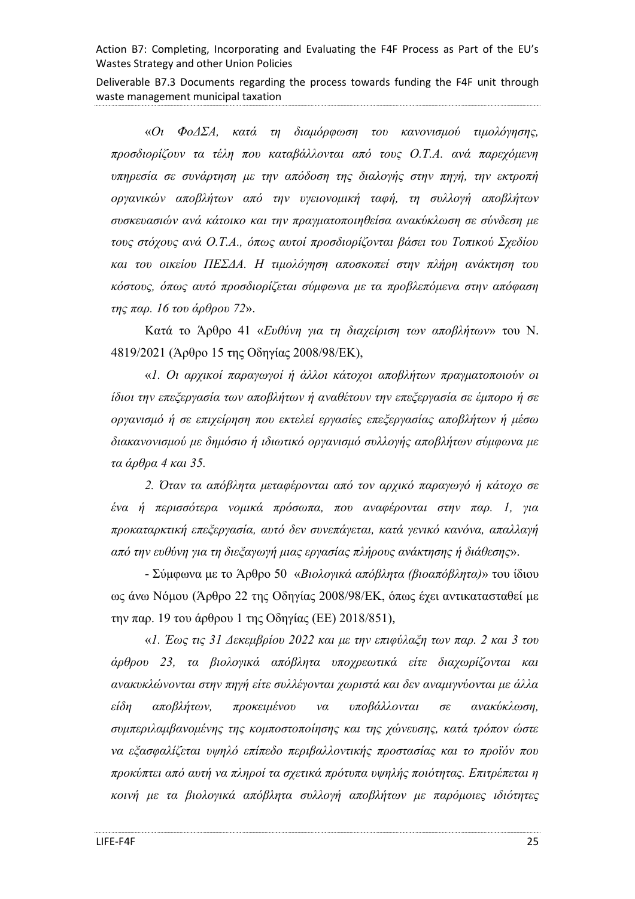«*Οι ΦοΔΣΑ, κατά τη διαμόρφωση του κανονισμού τιμολόγησης, προσδιορίζουν τα τέλη που καταβάλλονται από τους Ο.Τ.Α. ανά παρεχόμενη υπηρεσία σε συνάρτηση με την απόδοση της διαλογής στην πηγή, την εκτροπή οργανικών αποβλήτων από την υγειονομική ταφή, τη συλλογή αποβλήτων συσκευασιών ανά κάτοικο και την πραγματοποιηθείσα ανακύκλωση σε σύνδεση με τους στόχους ανά Ο.Τ.Α., όπως αυτοί προσδιορίζονται βάσει του Τοπικού Σχεδίου και του οικείου ΠΕΣΔΑ. Η τιμολόγηση αποσκοπεί στην πλήρη ανάκτηση του κόστους, όπως αυτό προσδιορίζεται σύμφωνα με τα προβλεπόμενα στην απόφαση της παρ. 16 του άρθρου 72*».

Κατά το Άρθρο 41 «*Ευθύνη για τη διαχείριση των αποβλήτων*» του Ν. 4819/2021 (Άρθρο 15 της Οδηγίας 2008/98/ΕΚ),

«*1. Οι αρχικοί παραγωγοί ή άλλοι κάτοχοι αποβλήτων πραγματοποιούν οι ίδιοι την επεξεργασία των αποβλήτων ή αναθέτουν την επεξεργασία σε έμπορο ή σε οργανισμό ή σε επιχείρηση που εκτελεί εργασίες επεξεργασίας αποβλήτων ή μέσω διακανονισμού με δημόσιο ή ιδιωτικό οργανισμό συλλογής αποβλήτων σύμφωνα με τα άρθρα 4 και 35.*

*2. Όταν τα απόβλητα μεταφέρονται από τον αρχικό παραγωγό ή κάτοχο σε ένα ή περισσότερα νομικά πρόσωπα, που αναφέρονται στην παρ. 1, για προκαταρκτική επεξεργασία, αυτό δεν συνεπάγεται, κατά γενικό κανόνα, απαλλαγή από την ευθύνη για τη διεξαγωγή μιας εργασίας πλήρους ανάκτησης ή διάθεσης*».

- Σύμφωνα με το Άρθρο 50 «*Βιολογικά απόβλητα (βιοαπόβλητα)*» του ίδιου ως άνω Νόμου (Άρθρο 22 της Οδηγίας 2008/98/ΕΚ, όπως έχει αντικατασταθεί με την παρ. 19 του άρθρου 1 της Οδηγίας (ΕΕ) 2018/851),

«*1. Έως τις 31 Δεκεμβρίου 2022 και με την επιφύλαξη των παρ. 2 και 3 του άρθρου 23, τα βιολογικά απόβλητα υποχρεωτικά είτε διαχωρίζονται και ανακυκλώνονται στην πηγή είτε συλλέγονται χωριστά και δεν αναμιγνύονται με άλλα είδη αποβλήτων, προκειμένου να υποβάλλονται σε ανακύκλωση, συμπεριλαμβανομένης της κομποστοποίησης και της χώνευσης, κατά τρόπον ώστε να εξασφαλίζεται υψηλό επίπεδο περιβαλλοντικής προστασίας και το προϊόν που προκύπτει από αυτή να πληροί τα σχετικά πρότυπα υψηλής ποιότητας. Επιτρέπεται η κοινή με τα βιολογικά απόβλητα συλλογή αποβλήτων με παρόμοιες ιδιότητες*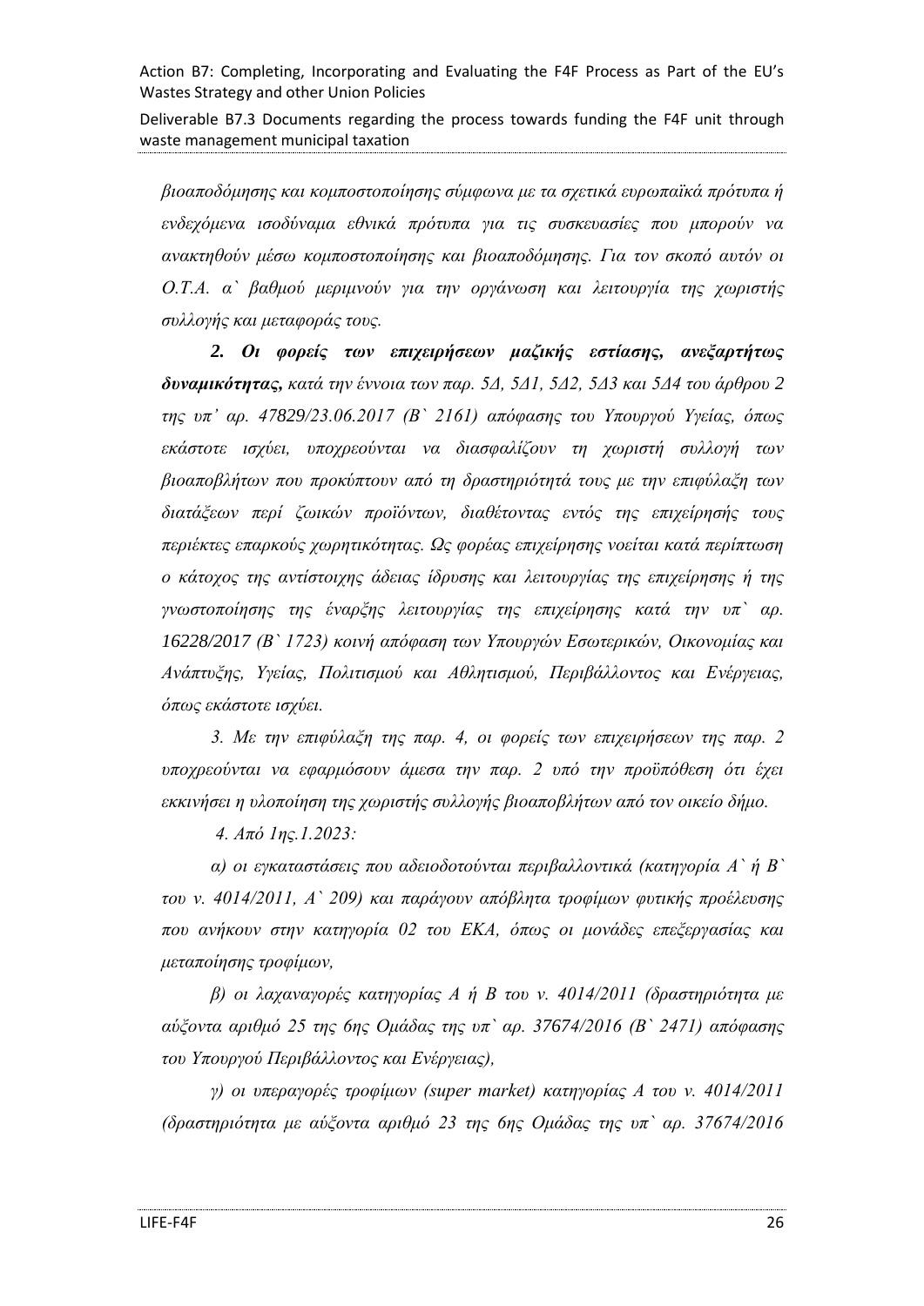*βιοαποδόμησης και κομποστοποίησης σύμφωνα με τα σχετικά ευρωπαϊκά πρότυπα ή ενδεχόμενα ισοδύναμα εθνικά πρότυπα για τις συσκευασίες που μπορούν να ανακτηθούν μέσω κομποστοποίησης και βιοαποδόμησης. Για τον σκοπό αυτόν οι Ο.Τ.Α. α` βαθμού μεριμνούν για την οργάνωση και λειτουργία της χωριστής συλλογής και μεταφοράς τους.*

***2. Οι φορείς των επιχειρήσεων μαζικής εστίασης, ανεξαρτήτως δυναμικότητας,*** *κατά την έννοια των παρ. 5Δ, 5Δ1, 5Δ2, 5Δ3 και 5Δ4 του άρθρου 2 της υπ' αρ. 47829/23.06.2017 (Β` 2161) απόφασης του Υπουργού Υγείας, όπως εκάστοτε ισχύει, υποχρεούνται να διασφαλίζουν τη χωριστή συλλογή των βιοαποβλήτων που προκύπτουν από τη δραστηριότητά τους με την επιφύλαξη των διατάξεων περί ζωικών προϊόντων, διαθέτοντας εντός της επιχείρησής τους περιέκτες επαρκούς χωρητικότητας. Ως φορέας επιχείρησης νοείται κατά περίπτωση ο κάτοχος της αντίστοιχης άδειας ίδρυσης και λειτουργίας της επιχείρησης ή της γνωστοποίησης της έναρξης λειτουργίας της επιχείρησης κατά την υπ` αρ. 16228/2017 (Β` 1723) κοινή απόφαση των Υπουργών Εσωτερικών, Οικονομίας και Ανάπτυξης, Υγείας, Πολιτισμού και Αθλητισμού, Περιβάλλοντος και Ενέργειας, όπως εκάστοτε ισχύει.*

*3. Με την επιφύλαξη της παρ. 4, οι φορείς των επιχειρήσεων της παρ. 2 υποχρεούνται να εφαρμόσουν άμεσα την παρ. 2 υπό την προϋπόθεση ότι έχει εκκινήσει η υλοποίηση της χωριστής συλλογής βιοαποβλήτων από τον οικείο δήμο.*

*4. Από 1ης.1.2023:*

*α) οι εγκαταστάσεις που αδειοδοτούνται περιβαλλοντικά (κατηγορία Α` ή Β` του ν. 4014/2011, Α` 209) και παράγουν απόβλητα τροφίμων φυτικής προέλευσης που ανήκουν στην κατηγορία 02 του ΕΚΑ, όπως οι μονάδες επεξεργασίας και μεταποίησης τροφίμων,*

*β) οι λαχαναγορές κατηγορίας Α ή Β του ν. 4014/2011 (δραστηριότητα με αύξοντα αριθμό 25 της 6ης Ομάδας της υπ` αρ. 37674/2016 (Β` 2471) απόφασης του Υπουργού Περιβάλλοντος και Ενέργειας),*

*γ) οι υπεραγορές τροφίμων (super market) κατηγορίας Α του ν. 4014/2011 (δραστηριότητα με αύξοντα αριθμό 23 της 6ης Ομάδας της υπ` αρ. 37674/2016*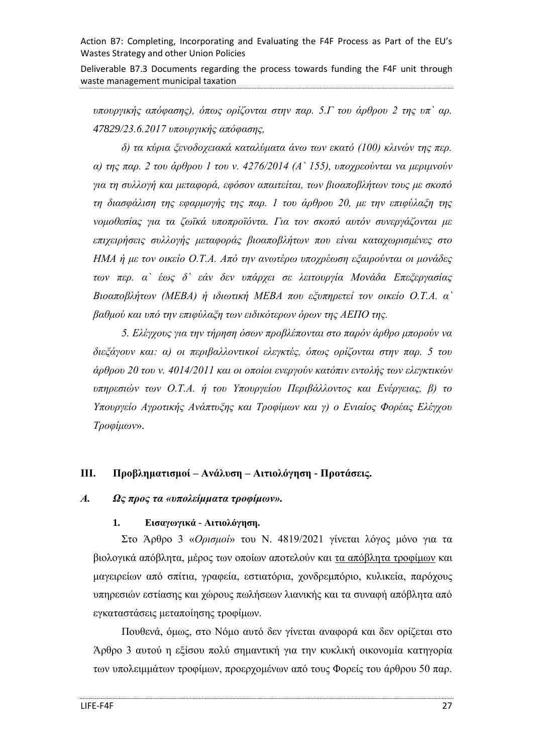*υπουργικής απόφασης), όπως ορίζονται στην παρ. 5.Γ του άρθρου 2 της υπ` αρ. 47829/23.6.2017 υπουργικής απόφασης,*

*δ) τα κύρια ξενοδοχειακά καταλύματα άνω των εκατό (100) κλινών της περ. α) της παρ. 2 του άρθρου 1 του ν. 4276/2014 (Α` 155), υποχρεούνται να μεριμνούν για τη συλλογή και μεταφορά, εφόσον απαιτείται, των βιοαποβλήτων τους με σκοπό τη διασφάλιση της εφαρμογής της παρ. 1 του άρθρου 20, με την επιφύλαξη της νομοθεσίας για τα ζωϊκά υποπροϊόντα. Για τον σκοπό αυτόν συνεργάζονται με επιχειρήσεις συλλογής μεταφοράς βιοαποβλήτων που είναι καταχωρισμένες στο ΗΜΑ ή με τον οικείο Ο.Τ.Α. Από την ανωτέρω υποχρέωση εξαιρούνται οι μονάδες των περ. α` έως δ` εάν δεν υπάρχει σε λειτουργία Μονάδα Επεξεργασίας Βιοαποβλήτων (ΜΕΒΑ) ή ιδιωτική ΜΕΒΑ που εξυπηρετεί τον οικείο Ο.Τ.Α. α` βαθμού και υπό την επιφύλαξη των ειδικότερων όρων της ΑΕΠΟ της.*

*5. Ελέγχους για την τήρηση όσων προβλέπονται στο παρόν άρθρο μπορούν να διεξάγουν και: α) οι περιβαλλοντικοί ελεγκτές, όπως ορίζονται στην παρ. 5 του άρθρου 20 του ν. 4014/2011 και οι οποίοι ενεργούν κατόπιν εντολής των ελεγκτικών υπηρεσιών των Ο.Τ.Α. ή του Υπουργείου Περιβάλλοντος και Ενέργειας, β) το Υπουργείο Αγροτικής Ανάπτυξης και Τροφίμων και γ) ο Ενιαίος Φορέας Ελέγχου Τροφίμων*».

## III. Προβληματισμοί – Ανάλυση – Αιτιολόγηση - Προτάσεις.

### *Α. Ως προς τα «υπολείμματα τροφίμων».*

#### 1. Εισαγωγικά - Αιτιολόγηση.

Στο Άρθρο 3 «*Ορισμοί*» του Ν. 4819/2021 γίνεται λόγος μόνο για τα βιολογικά απόβλητα, μέρος των οποίων αποτελούν και τα απόβλητα τροφίμων και μαγειρείων από σπίτια, γραφεία, εστιατόρια, χονδρεμπόριο, κυλικεία, παρόχους υπηρεσιών εστίασης και χώρους πωλήσεων λιανικής και τα συναφή απόβλητα από εγκαταστάσεις μεταποίησης τροφίμων.

Πουθενά, όμως, στο Νόμο αυτό δεν γίνεται αναφορά και δεν ορίζεται στο Άρθρο 3 αυτού η εξίσου πολύ σημαντική για την κυκλική οικονομία κατηγορία των υπολειμμάτων τροφίμων, προερχομένων από τους Φορείς του άρθρου 50 παρ.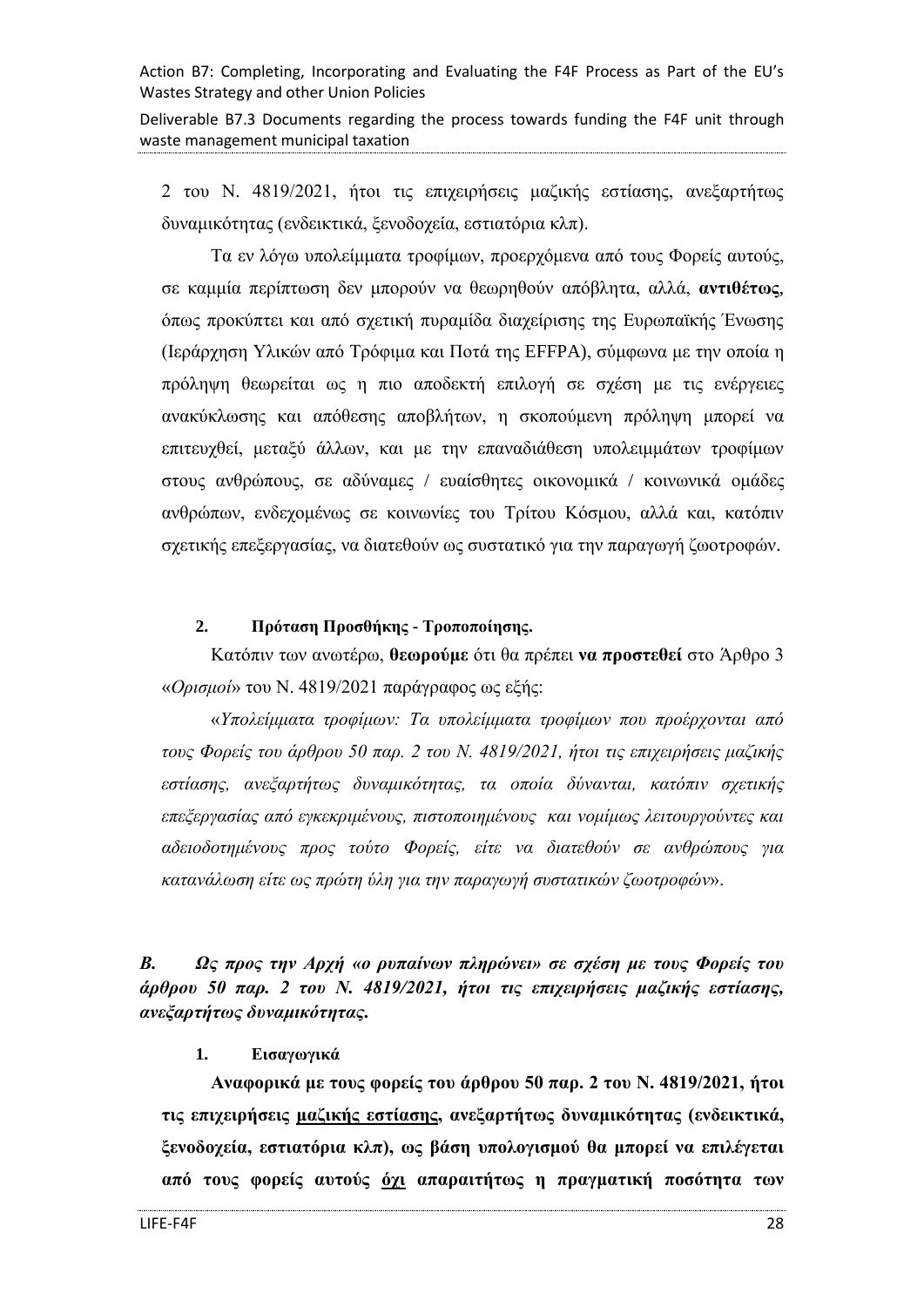2 του Ν. 4819/2021, ήτοι τις επιχειρήσεις μαζικής εστίασης, ανεξαρτήτως δυναμικότητας (ενδεικτικά, ξενοδοχεία, εστιατόρια κλπ).

Τα εν λόγω υπολείμματα τροφίμων, προερχόμενα από τους Φορείς αυτούς, σε καμμία περίπτωση δεν μπορούν να θεωρηθούν απόβλητα, αλλά, **αντιθέτως**, όπως προκύπτει και από σχετική πυραμίδα διαχείρισης της Ευρωπαϊκής Ένωσης (Ιεράρχηση Υλικών από Τρόφιμα και Ποτά της EFFPA), σύμφωνα με την οποία η πρόληψη θεωρείται ως η πιο αποδεκτή επιλογή σε σχέση με τις ενέργειες ανακύκλωσης και απόθεσης αποβλήτων, η σκοπούμενη πρόληψη μπορεί να επιτευχθεί, μεταξύ άλλων, και με την επαναδιάθεση υπολειμμάτων τροφίμων στους ανθρώπους, σε αδύναμες / ευαίσθητες οικονομικά / κοινωνικά ομάδες ανθρώπων, ενδεχομένως σε κοινωνίες του Τρίτου Κόσμου, αλλά και, κατόπιν σχετικής επεξεργασίας, να διατεθούν ως συστατικό για την παραγωγή ζωοτροφών.

**2. Πρόταση Προσθήκης - Τροποποίησης.**

Κατόπιν των ανωτέρω, **θεωρούμε** ότι θα πρέπει **να προστεθεί** στο Άρθρο 3 «*Ορισμοί*» του Ν. 4819/2021 παράγραφος ως εξής:

«*Υπολείμματα τροφίμων: Τα υπολείμματα τροφίμων που προέρχονται από τους Φορείς του άρθρου 50 παρ. 2 του Ν. 4819/2021, ήτοι τις επιχειρήσεις μαζικής εστίασης, ανεξαρτήτως δυναμικότητας, τα οποία δύνανται, κατόπιν σχετικής επεξεργασίας από εγκεκριμένους, πιστοποιημένους και νομίμως λειτουργούντες και αδειοδοτημένους προς τούτο Φορείς, είτε να διατεθούν σε ανθρώπους για κατανάλωση είτε ως πρώτη ύλη για την παραγωγή συστατικών ζωοτροφών*».

***Β. Ως προς την Αρχή «ο ρυπαίνων πληρώνει» σε σχέση με τους Φορείς του άρθρου 50 παρ. 2 του Ν. 4819/2021, ήτοι τις επιχειρήσεις μαζικής εστίασης, ανεξαρτήτως δυναμικότητας.***

**1. Εισαγωγικά**

**Αναφορικά με τους φορείς του άρθρου 50 παρ. 2 του Ν. 4819/2021, ήτοι τις επιχειρήσεις <u>μαζικής εστίασης</u>, ανεξαρτήτως δυναμικότητας (ενδεικτικά, ξενοδοχεία, εστιατόρια κλπ), ως βάση υπολογισμού θα μπορεί να επιλέγεται από τους φορείς αυτούς <u>όχι</u> απαραιτήτως η πραγματική ποσότητα των**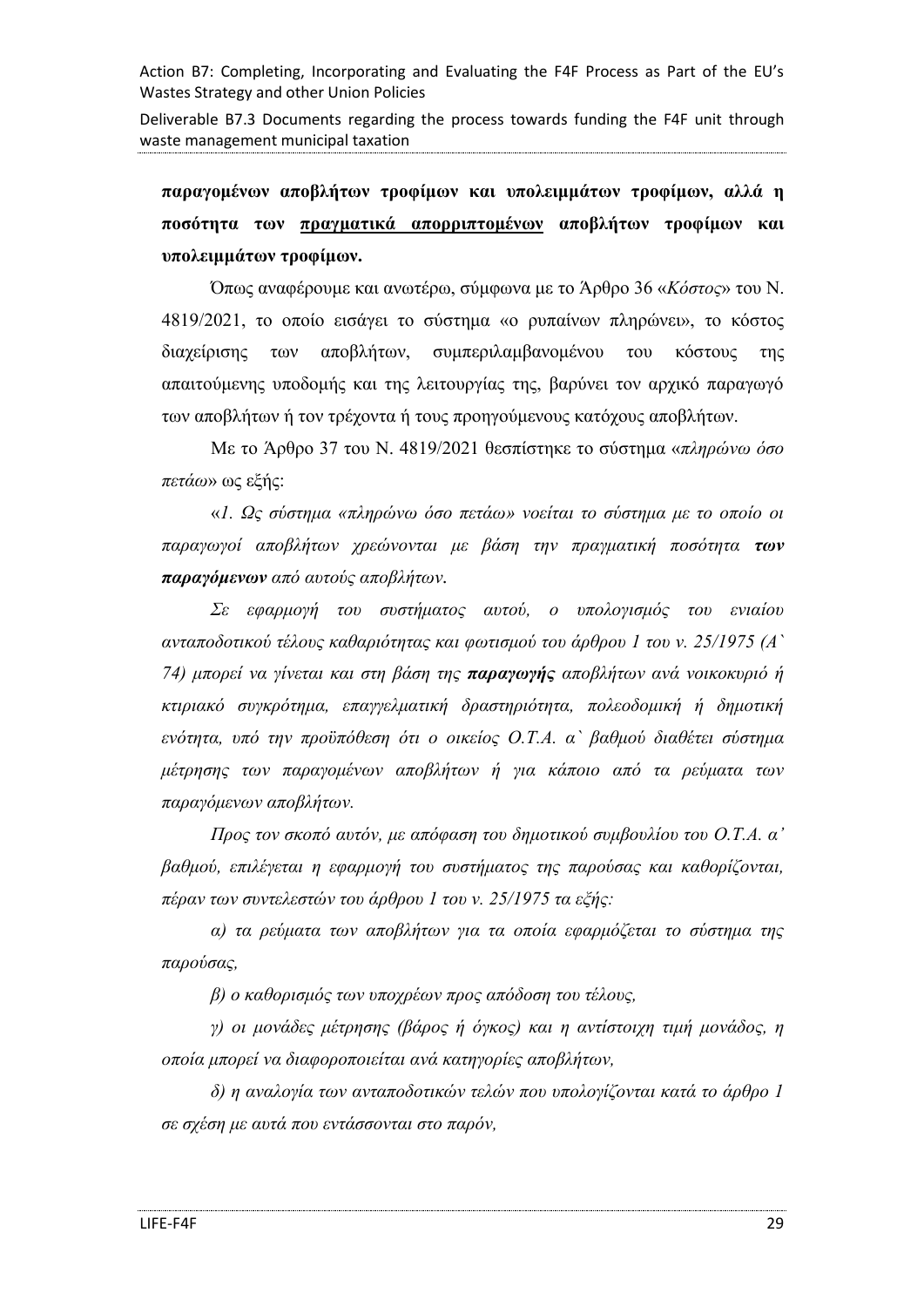**παραγομένων αποβλήτων τροφίμων και υπολειμμάτων τροφίμων, αλλά η ποσότητα των <u>πραγματικά απορριπτομένων</u> αποβλήτων τροφίμων και υπολειμμάτων τροφίμων.**

Όπως αναφέρουμε και ανωτέρω, σύμφωνα με το Άρθρο 36 «*Κόστος*» του Ν. 4819/2021, το οποίο εισάγει το σύστημα «ο ρυπαίνων πληρώνει», το κόστος διαχείρισης των αποβλήτων, συμπεριλαμβανομένου του κόστους της απαιτούμενης υποδομής και της λειτουργίας της, βαρύνει τον αρχικό παραγωγό των αποβλήτων ή τον τρέχοντα ή τους προηγούμενους κατόχους αποβλήτων.

Με το Άρθρο 37 του Ν. 4819/2021 θεσπίστηκε το σύστημα «*πληρώνω όσο πετάω*» ως εξής:

«*1. Ως σύστημα «πληρώνω όσο πετάω» νοείται το σύστημα με το οποίο οι παραγωγοί αποβλήτων χρεώνονται με βάση την πραγματική ποσότητα **των παραγόμενων** από αυτούς αποβλήτων.*

*Σε εφαρμογή του συστήματος αυτού, ο υπολογισμός του ενιαίου ανταποδοτικού τέλους καθαριότητας και φωτισμού του άρθρου 1 του ν. 25/1975 (Α` 74) μπορεί να γίνεται και στη βάση της **παραγωγής** αποβλήτων ανά νοικοκυριό ή κτιριακό συγκρότημα, επαγγελματική δραστηριότητα, πολεοδομική ή δημοτική ενότητα, υπό την προϋπόθεση ότι ο οικείος Ο.Τ.Α. α` βαθμού διαθέτει σύστημα μέτρησης των παραγομένων αποβλήτων ή για κάποιο από τα ρεύματα των παραγόμενων αποβλήτων.*

*Προς τον σκοπό αυτόν, με απόφαση του δημοτικού συμβουλίου του Ο.Τ.Α. α' βαθμού, επιλέγεται η εφαρμογή του συστήματος της παρούσας και καθορίζονται, πέραν των συντελεστών του άρθρου 1 του ν. 25/1975 τα εξής:*

*α) τα ρεύματα των αποβλήτων για τα οποία εφαρμόζεται το σύστημα της παρούσας,*

*β) ο καθορισμός των υποχρέων προς απόδοση του τέλους,*

*γ) οι μονάδες μέτρησης (βάρος ή όγκος) και η αντίστοιχη τιμή μονάδος, η οποία μπορεί να διαφοροποιείται ανά κατηγορίες αποβλήτων,*

*δ) η αναλογία των ανταποδοτικών τελών που υπολογίζονται κατά το άρθρο 1 σε σχέση με αυτά που εντάσσονται στο παρόν,*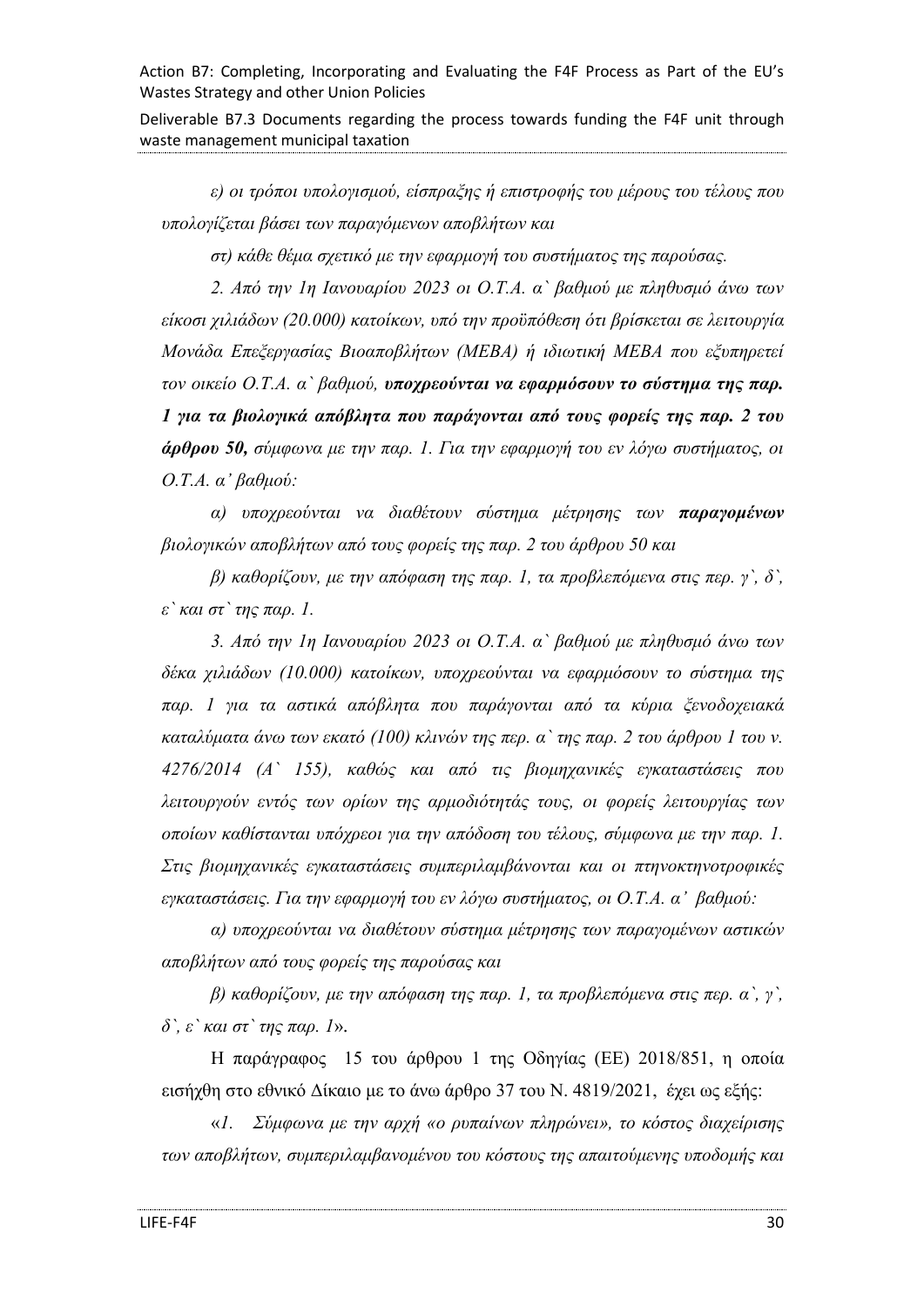*ε) οι τρόποι υπολογισμού, είσπραξης ή επιστροφής του μέρους του τέλους που υπολογίζεται βάσει των παραγόμενων αποβλήτων και*

*στ) κάθε θέμα σχετικό με την εφαρμογή του συστήματος της παρούσας.*

*2. Από την 1η Ιανουαρίου 2023 οι Ο.Τ.Α. α` βαθμού με πληθυσμό άνω των είκοσι χιλιάδων (20.000) κατοίκων, υπό την προϋπόθεση ότι βρίσκεται σε λειτουργία Μονάδα Επεξεργασίας Βιοαποβλήτων (ΜΕΒΑ) ή ιδιωτική ΜΕΒΑ που εξυπηρετεί τον οικείο Ο.Τ.Α. α` βαθμού,* ***υποχρεούνται να εφαρμόσουν το σύστημα της παρ. 1 για τα βιολογικά απόβλητα που παράγονται από τους φορείς της παρ. 2 του άρθρου 50,*** *σύμφωνα με την παρ. 1. Για την εφαρμογή του εν λόγω συστήματος, οι Ο.Τ.Α. α' βαθμού:*

*α) υποχρεούνται να διαθέτουν σύστημα μέτρησης των* ***παραγομένων*** *βιολογικών αποβλήτων από τους φορείς της παρ. 2 του άρθρου 50 και*

*β) καθορίζουν, με την απόφαση της παρ. 1, τα προβλεπόμενα στις περ. γ`, δ`, ε` και στ` της παρ. 1.*

*3. Από την 1η Ιανουαρίου 2023 οι Ο.Τ.Α. α` βαθμού με πληθυσμό άνω των δέκα χιλιάδων (10.000) κατοίκων, υποχρεούνται να εφαρμόσουν το σύστημα της παρ. 1 για τα αστικά απόβλητα που παράγονται από τα κύρια ξενοδοχειακά καταλύματα άνω των εκατό (100) κλινών της περ. α` της παρ. 2 του άρθρου 1 του ν. 4276/2014 (Α` 155), καθώς και από τις βιομηχανικές εγκαταστάσεις που λειτουργούν εντός των ορίων της αρμοδιότητάς τους, οι φορείς λειτουργίας των οποίων καθίστανται υπόχρεοι για την απόδοση του τέλους, σύμφωνα με την παρ. 1. Στις βιομηχανικές εγκαταστάσεις συμπεριλαμβάνονται και οι πτηνοκτηνοτροφικές εγκαταστάσεις. Για την εφαρμογή του εν λόγω συστήματος, οι Ο.Τ.Α. α' βαθμού:*

*α) υποχρεούνται να διαθέτουν σύστημα μέτρησης των παραγομένων αστικών αποβλήτων από τους φορείς της παρούσας και*

*β) καθορίζουν, με την απόφαση της παρ. 1, τα προβλεπόμενα στις περ. α`, γ`, δ`, ε` και στ` της παρ. 1*».

Η παράγραφος 15 του άρθρου 1 της Οδηγίας (ΕΕ) 2018/851, η οποία εισήχθη στο εθνικό Δίκαιο με το άνω άρθρο 37 του Ν. 4819/2021, έχει ως εξής:

«*1. Σύμφωνα με την αρχή «ο ρυπαίνων πληρώνει», το κόστος διαχείρισης των αποβλήτων, συμπεριλαμβανομένου του κόστους της απαιτούμενης υποδομής και*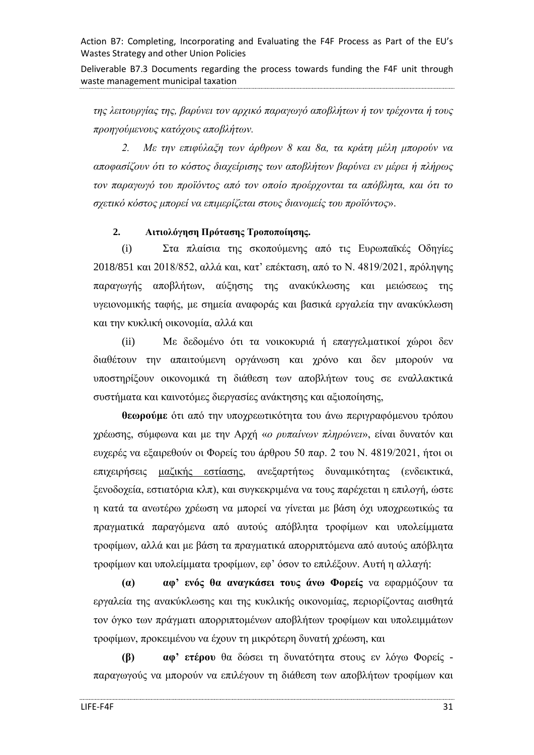*της λειτουργίας της, βαρύνει τον αρχικό παραγωγό αποβλήτων ή τον τρέχοντα ή τους προηγούμενους κατόχους αποβλήτων.*

*2. Με την επιφύλαξη των άρθρων 8 και 8α, τα κράτη μέλη μπορούν να αποφασίζουν ότι το κόστος διαχείρισης των αποβλήτων βαρύνει εν μέρει ή πλήρως τον παραγωγό του προϊόντος από τον οποίο προέρχονται τα απόβλητα, και ότι το σχετικό κόστος μπορεί να επιμερίζεται στους διανομείς του προϊόντος*».

**2. Αιτιολόγηση Πρότασης Τροποποίησης.**

(i) Στα πλαίσια της σκοπούμενης από τις Ευρωπαϊκές Οδηγίες 2018/851 και 2018/852, αλλά και, κατ' επέκταση, από το Ν. 4819/2021, πρόληψης παραγωγής αποβλήτων, αύξησης της ανακύκλωσης και μειώσεως της υγειονομικής ταφής, με σημεία αναφοράς και βασικά εργαλεία την ανακύκλωση και την κυκλική οικονομία, αλλά και

(ii) Με δεδομένο ότι τα νοικοκυριά ή επαγγελματικοί χώροι δεν διαθέτουν την απαιτούμενη οργάνωση και χρόνο και δεν μπορούν να υποστηρίξουν οικονομικά τη διάθεση των αποβλήτων τους σε εναλλακτικά συστήματα και καινοτόμες διεργασίες ανάκτησης και αξιοποίησης,

**θεωρούμε** ότι από την υποχρεωτικότητα του άνω περιγραφόμενου τρόπου χρέωσης, σύμφωνα και με την Αρχή «*ο ρυπαίνων πληρώνει*», είναι δυνατόν και ευχερές να εξαιρεθούν οι Φορείς του άρθρου 50 παρ. 2 του Ν. 4819/2021, ήτοι οι επιχειρήσεις μαζικής εστίασης, ανεξαρτήτως δυναμικότητας (ενδεικτικά, ξενοδοχεία, εστιατόρια κλπ), και συγκεκριμένα να τους παρέχεται η επιλογή, ώστε η κατά τα ανωτέρω χρέωση να μπορεί να γίνεται με βάση όχι υποχρεωτικώς τα πραγματικά παραγόμενα από αυτούς απόβλητα τροφίμων και υπολείμματα τροφίμων, αλλά και με βάση τα πραγματικά απορριπτόμενα από αυτούς απόβλητα τροφίμων και υπολείμματα τροφίμων, εφ' όσον το επιλέξουν. Αυτή η αλλαγή:

**(α) αφ' ενός θα αναγκάσει τους άνω Φορείς** να εφαρμόζουν τα εργαλεία της ανακύκλωσης και της κυκλικής οικονομίας, περιορίζοντας αισθητά τον όγκο των πράγματι απορριπτομένων αποβλήτων τροφίμων και υπολειμμάτων τροφίμων, προκειμένου να έχουν τη μικρότερη δυνατή χρέωση, και

**(β) αφ' ετέρου** θα δώσει τη δυνατότητα στους εν λόγω Φορείς - παραγωγούς να μπορούν να επιλέγουν τη διάθεση των αποβλήτων τροφίμων και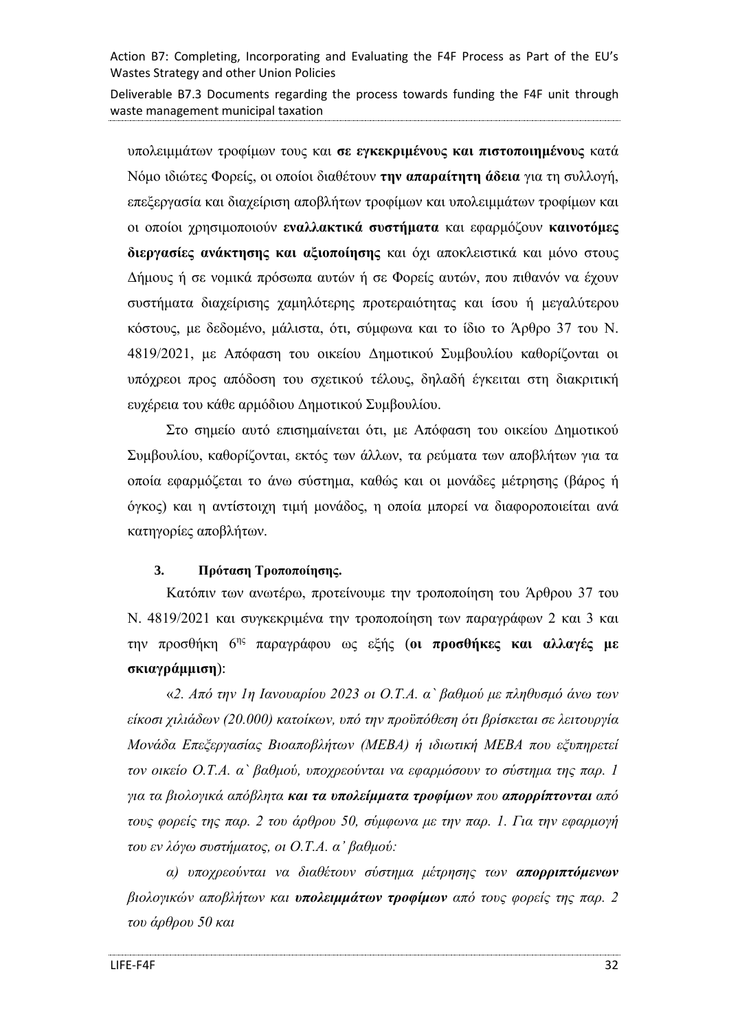υπολειμμάτων τροφίμων τους και **σε εγκεκριμένους και πιστοποιημένους** κατά Νόμο ιδιώτες Φορείς, οι οποίοι διαθέτουν **την απαραίτητη άδεια** για τη συλλογή, επεξεργασία και διαχείριση αποβλήτων τροφίμων και υπολειμμάτων τροφίμων και οι οποίοι χρησιμοποιούν **εναλλακτικά συστήματα** και εφαρμόζουν **καινοτόμες διεργασίες ανάκτησης και αξιοποίησης** και όχι αποκλειστικά και μόνο στους Δήμους ή σε νομικά πρόσωπα αυτών ή σε Φορείς αυτών, που πιθανόν να έχουν συστήματα διαχείρισης χαμηλότερης προτεραιότητας και ίσου ή μεγαλύτερου κόστους, με δεδομένο, μάλιστα, ότι, σύμφωνα και το ίδιο το Άρθρο 37 του Ν. 4819/2021, με Απόφαση του οικείου Δημοτικού Συμβουλίου καθορίζονται οι υπόχρεοι προς απόδοση του σχετικού τέλους, δηλαδή έγκειται στη διακριτική ευχέρεια του κάθε αρμόδιου Δημοτικού Συμβουλίου.

Στο σημείο αυτό επισημαίνεται ότι, με Απόφαση του οικείου Δημοτικού Συμβουλίου, καθορίζονται, εκτός των άλλων, τα ρεύματα των αποβλήτων για τα οποία εφαρμόζεται το άνω σύστημα, καθώς και οι μονάδες μέτρησης (βάρος ή όγκος) και η αντίστοιχη τιμή μονάδος, η οποία μπορεί να διαφοροποιείται ανά κατηγορίες αποβλήτων.

### 3. Πρόταση Τροποποίησης.

Κατόπιν των ανωτέρω, προτείνουμε την τροποποίηση του Άρθρου 37 του Ν. 4819/2021 και συγκεκριμένα την τροποποίηση των παραγράφων 2 και 3 και την προσθήκη 6ης παραγράφου ως εξής (**οι προσθήκες και αλλαγές με σκιαγράμμιση**):

«*2. Από την 1η Ιανουαρίου 2023 οι Ο.Τ.Α. α` βαθμού με πληθυσμό άνω των είκοσι χιλιάδων (20.000) κατοίκων, υπό την προϋπόθεση ότι βρίσκεται σε λειτουργία Μονάδα Επεξεργασίας Βιοαποβλήτων (ΜΕΒΑ) ή ιδιωτική ΜΕΒΑ που εξυπηρετεί τον οικείο Ο.Τ.Α. α` βαθμού, υποχρεούνται να εφαρμόσουν το σύστημα της παρ. 1 για τα βιολογικά απόβλητα* ***και τα υπολείμματα τροφίμων*** *που* ***απορρίπτονται*** *από τους φορείς της παρ. 2 του άρθρου 50, σύμφωνα με την παρ. 1. Για την εφαρμογή του εν λόγω συστήματος, οι Ο.Τ.Α. α' βαθμού:*

*α) υποχρεούνται να διαθέτουν σύστημα μέτρησης των* ***απορριπτόμενων*** *βιολογικών αποβλήτων και* ***υπολειμμάτων τροφίμων*** *από τους φορείς της παρ. 2 του άρθρου 50 και*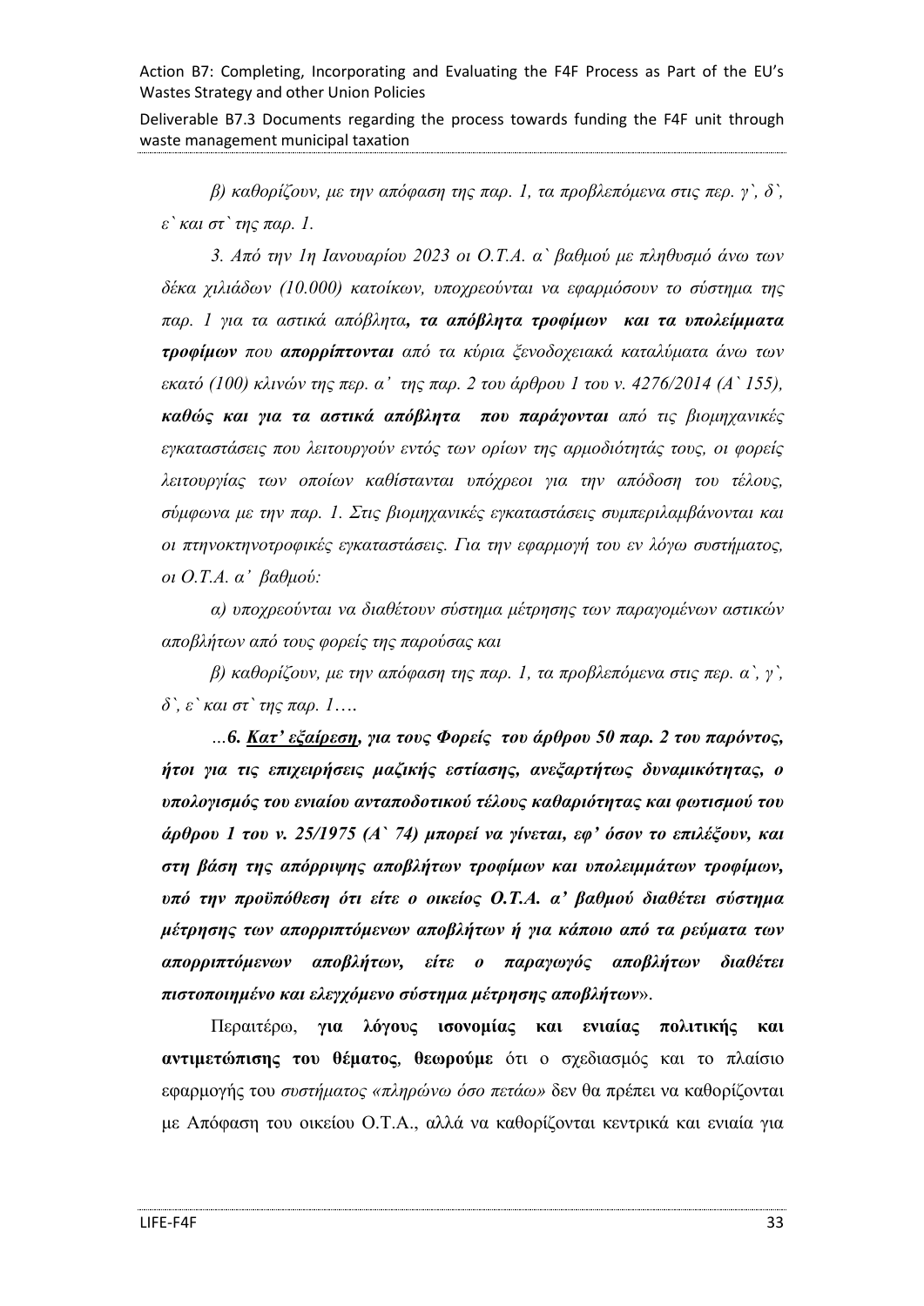*β) καθορίζουν, με την απόφαση της παρ. 1, τα προβλεπόμενα στις περ. γ`, δ`, ε` και στ` της παρ. 1.*

*3. Από την 1η Ιανουαρίου 2023 οι Ο.Τ.Α. α` βαθμού με πληθυσμό άνω των δέκα χιλιάδων (10.000) κατοίκων, υποχρεούνται να εφαρμόσουν το σύστημα της παρ. 1 για τα αστικά απόβλητα**, τα απόβλητα τροφίμων και τα υπολείμματα τροφίμων** που **απορρίπτονται** από τα κύρια ξενοδοχειακά καταλύματα άνω των εκατό (100) κλινών της περ. α' της παρ. 2 του άρθρου 1 του ν. 4276/2014 (Α` 155), **καθώς και για τα αστικά απόβλητα που παράγονται** από τις βιομηχανικές εγκαταστάσεις που λειτουργούν εντός των ορίων της αρμοδιότητάς τους, οι φορείς λειτουργίας των οποίων καθίστανται υπόχρεοι για την απόδοση του τέλους, σύμφωνα με την παρ. 1. Στις βιομηχανικές εγκαταστάσεις συμπεριλαμβάνονται και οι πτηνοκτηνοτροφικές εγκαταστάσεις. Για την εφαρμογή του εν λόγω συστήματος, οι Ο.Τ.Α. α' βαθμού:*

*α) υποχρεούνται να διαθέτουν σύστημα μέτρησης των παραγομένων αστικών αποβλήτων από τους φορείς της παρούσας και*

*β) καθορίζουν, με την απόφαση της παρ. 1, τα προβλεπόμενα στις περ. α`, γ`, δ`, ε` και στ` της παρ. 1….*

*…**6. <u>Κατ' εξαίρεση</u>, για τους Φορείς του άρθρου 50 παρ. 2 του παρόντος, ήτοι για τις επιχειρήσεις μαζικής εστίασης, ανεξαρτήτως δυναμικότητας, ο υπολογισμός του ενιαίου ανταποδοτικού τέλους καθαριότητας και φωτισμού του άρθρου 1 του ν. 25/1975 (Α` 74) μπορεί να γίνεται, εφ' όσον το επιλέξουν, και στη βάση της απόρριψης αποβλήτων τροφίμων και υπολειμμάτων τροφίμων, υπό την προϋπόθεση ότι είτε ο οικείος Ο.Τ.Α. α' βαθμού διαθέτει σύστημα μέτρησης των απορριπτόμενων αποβλήτων ή για κάποιο από τα ρεύματα των απορριπτόμενων αποβλήτων, είτε ο παραγωγός αποβλήτων διαθέτει πιστοποιημένο και ελεγχόμενο σύστημα μέτρησης αποβλήτων**»*.

Περαιτέρω, **για λόγους ισονομίας και ενιαίας πολιτικής και αντιμετώπισης του θέματος**, **θεωρούμε** ότι ο σχεδιασμός και το πλαίσιο εφαρμογής του *συστήματος «πληρώνω όσο πετάω»* δεν θα πρέπει να καθορίζονται με Απόφαση του οικείου Ο.Τ.Α., αλλά να καθορίζονται κεντρικά και ενιαία για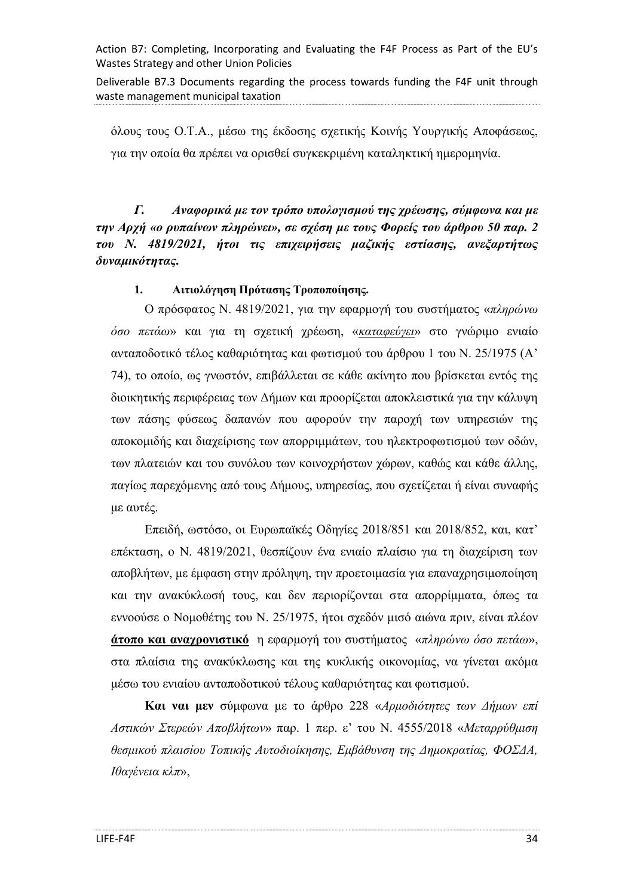όλους τους Ο.Τ.Α., μέσω της έκδοσης σχετικής Κοινής Υουργικής Αποφάσεως, για την οποία θα πρέπει να ορισθεί συγκεκριμένη καταληκτική ημερομηνία.

***Γ. Αναφορικά με τον τρόπο υπολογισμού της χρέωσης, σύμφωνα και με την Αρχή «ο ρυπαίνων πληρώνει», σε σχέση με τους Φορείς του άρθρου 50 παρ. 2 του Ν. 4819/2021, ήτοι τις επιχειρήσεις μαζικής εστίασης, ανεξαρτήτως δυναμικότητας.***

**1. Αιτιολόγηση Πρότασης Τροποποίησης.**

Ο πρόσφατος Ν. 4819/2021, για την εφαρμογή του συστήματος «*πληρώνω όσο πετάω*» και για τη σχετική χρέωση, «*καταφεύγει*» στο γνώριμο ενιαίο ανταποδοτικό τέλος καθαριότητας και φωτισμού του άρθρου 1 του Ν. 25/1975 (Α' 74), το οποίο, ως γνωστόν, επιβάλλεται σε κάθε ακίνητο που βρίσκεται εντός της διοικητικής περιφέρειας των Δήμων και προορίζεται αποκλειστικά για την κάλυψη των πάσης φύσεως δαπανών που αφορούν την παροχή των υπηρεσιών της αποκομιδής και διαχείρισης των απορριμμάτων, του ηλεκτροφωτισμού των οδών, των πλατειών και του συνόλου των κοινοχρήστων χώρων, καθώς και κάθε άλλης, παγίως παρεχόμενης από τους Δήμους, υπηρεσίας, που σχετίζεται ή είναι συναφής με αυτές.

Επειδή, ωστόσο, οι Ευρωπαϊκές Οδηγίες 2018/851 και 2018/852, και, κατ' επέκταση, ο Ν. 4819/2021, θεσπίζουν ένα ενιαίο πλαίσιο για τη διαχείριση των αποβλήτων, με έμφαση στην πρόληψη, την προετοιμασία για επαναχρησιμοποίηση και την ανακύκλωσή τους, και δεν περιορίζονται στα απορρίμματα, όπως τα εννοούσε ο Νομοθέτης του Ν. 25/1975, ήτοι σχεδόν μισό αιώνα πριν, είναι πλέον **άτοπο και αναχρονιστικό** η εφαρμογή του συστήματος «*πληρώνω όσο πετάω*», στα πλαίσια της ανακύκλωσης και της κυκλικής οικονομίας, να γίνεται ακόμα μέσω του ενιαίου ανταποδοτικού τέλους καθαριότητας και φωτισμού.

**Και ναι μεν** σύμφωνα με το άρθρο 228 «*Αρμοδιότητες των Δήμων επί Αστικών Στερεών Αποβλήτων*» παρ. 1 περ. ε' του Ν. 4555/2018 «*Μεταρρύθμιση θεσμικού πλαισίου Τοπικής Αυτοδιοίκησης, Εμβάθυνση της Δημοκρατίας, ΦΟΣΔΑ, Ιθαγένεια κλπ*»,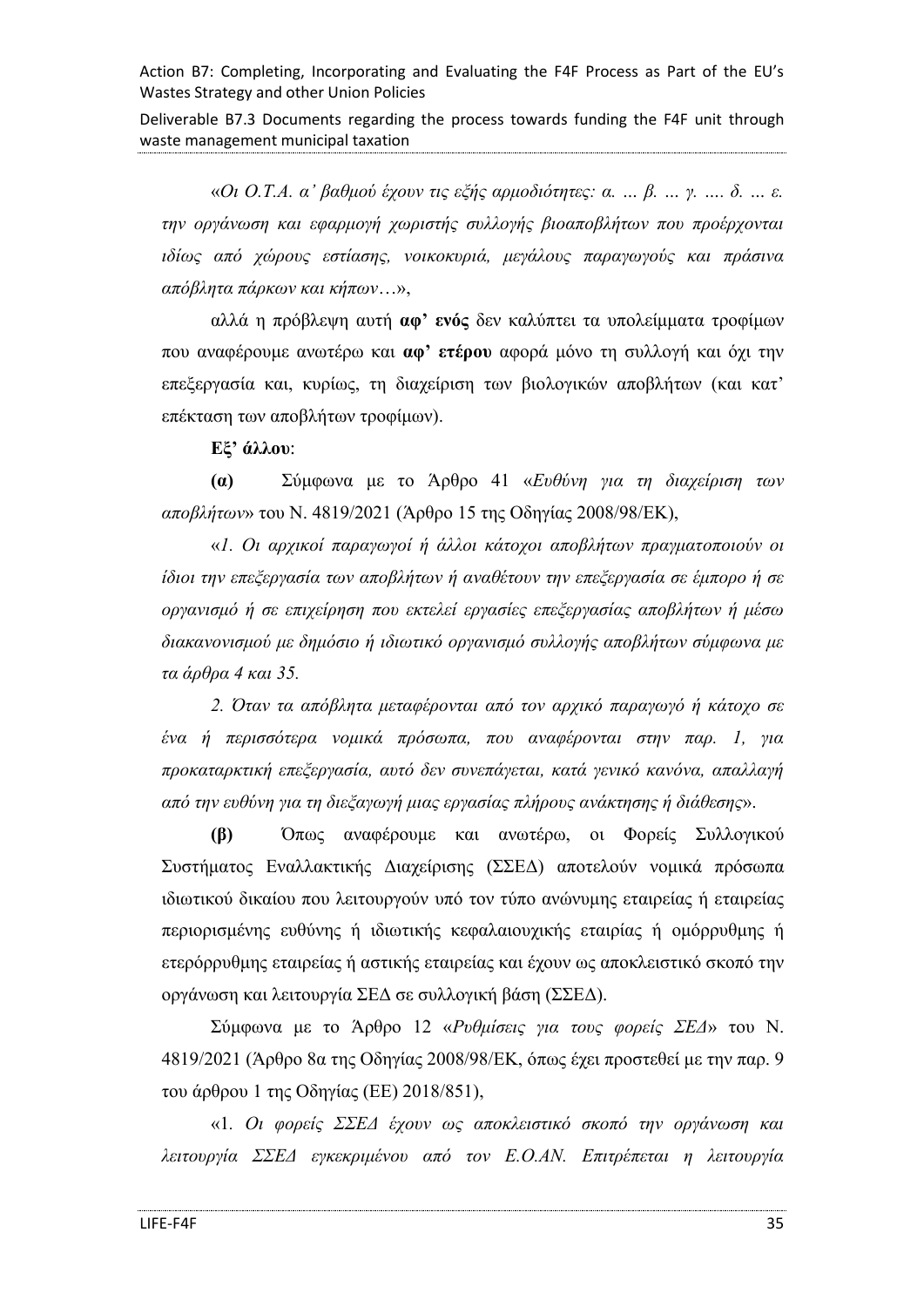«*Οι Ο.Τ.Α. α' βαθμού έχουν τις εξής αρμοδιότητες: α. … β. … γ. …. δ. … ε. την οργάνωση και εφαρμογή χωριστής συλλογής βιοαποβλήτων που προέρχονται ιδίως από χώρους εστίασης, νοικοκυριά, μεγάλους παραγωγούς και πράσινα απόβλητα πάρκων και κήπων*…»,

αλλά η πρόβλεψη αυτή **αφ' ενός** δεν καλύπτει τα υπολείμματα τροφίμων που αναφέρουμε ανωτέρω και **αφ' ετέρου** αφορά μόνο τη συλλογή και όχι την επεξεργασία και, κυρίως, τη διαχείριση των βιολογικών αποβλήτων (και κατ' επέκταση των αποβλήτων τροφίμων).

**Εξ' άλλου**:

**(α)** Σύμφωνα με το Άρθρο 41 «*Ευθύνη για τη διαχείριση των αποβλήτων*» του Ν. 4819/2021 (Άρθρο 15 της Οδηγίας 2008/98/ΕΚ),

«*1. Οι αρχικοί παραγωγοί ή άλλοι κάτοχοι αποβλήτων πραγματοποιούν οι ίδιοι την επεξεργασία των αποβλήτων ή αναθέτουν την επεξεργασία σε έμπορο ή σε οργανισμό ή σε επιχείρηση που εκτελεί εργασίες επεξεργασίας αποβλήτων ή μέσω διακανονισμού με δημόσιο ή ιδιωτικό οργανισμό συλλογής αποβλήτων σύμφωνα με τα άρθρα 4 και 35.*

*2. Όταν τα απόβλητα μεταφέρονται από τον αρχικό παραγωγό ή κάτοχο σε ένα ή περισσότερα νομικά πρόσωπα, που αναφέρονται στην παρ. 1, για προκαταρκτική επεξεργασία, αυτό δεν συνεπάγεται, κατά γενικό κανόνα, απαλλαγή από την ευθύνη για τη διεξαγωγή μιας εργασίας πλήρους ανάκτησης ή διάθεσης*».

**(β)** Όπως αναφέρουμε και ανωτέρω, οι Φορείς Συλλογικού Συστήματος Εναλλακτικής Διαχείρισης (ΣΣΕΔ) αποτελούν νομικά πρόσωπα ιδιωτικού δικαίου που λειτουργούν υπό τον τύπο ανώνυμης εταιρείας ή εταιρείας περιορισμένης ευθύνης ή ιδιωτικής κεφαλαιουχικής εταιρίας ή ομόρρυθμης ή ετερόρρυθμης εταιρείας ή αστικής εταιρείας και έχουν ως αποκλειστικό σκοπό την οργάνωση και λειτουργία ΣΕΔ σε συλλογική βάση (ΣΣΕΔ).

Σύμφωνα με το Άρθρο 12 «*Ρυθμίσεις για τους φορείς ΣΕΔ*» του Ν. 4819/2021 (Άρθρο 8α της Οδηγίας 2008/98/ΕΚ, όπως έχει προστεθεί με την παρ. 9 του άρθρου 1 της Οδηγίας (ΕΕ) 2018/851),

«1. *Οι φορείς ΣΣΕΔ έχουν ως αποκλειστικό σκοπό την οργάνωση και λειτουργία ΣΣΕΔ εγκεκριμένου από τον Ε.Ο.ΑΝ. Επιτρέπεται η λειτουργία*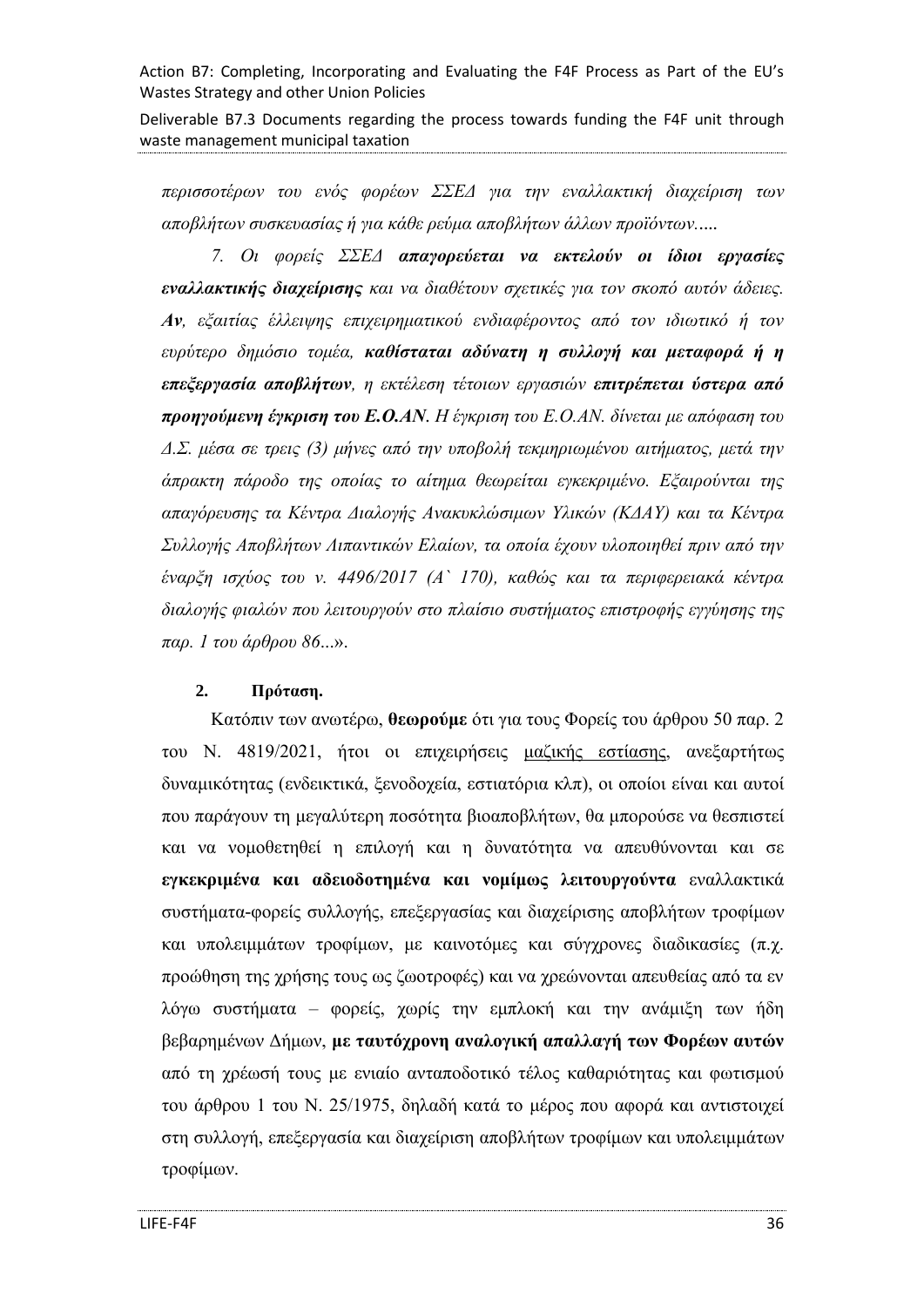*περισσοτέρων του ενός φορέων ΣΣΕΔ για την εναλλακτική διαχείριση των αποβλήτων συσκευασίας ή για κάθε ρεύμα αποβλήτων άλλων προϊόντων.....*

*7. Οι φορείς ΣΣΕΔ **απαγορεύεται να εκτελούν οι ίδιοι εργασίες εναλλακτικής διαχείρισης** και να διαθέτουν σχετικές για τον σκοπό αυτόν άδειες. **Αν**, εξαιτίας έλλειψης επιχειρηματικού ενδιαφέροντος από τον ιδιωτικό ή τον ευρύτερο δημόσιο τομέα, **καθίσταται αδύνατη η συλλογή και μεταφορά ή η επεξεργασία αποβλήτων**, η εκτέλεση τέτοιων εργασιών **επιτρέπεται ύστερα από προηγούμενη έγκριση του Ε.Ο.ΑΝ**. Η έγκριση του Ε.Ο.ΑΝ. δίνεται με απόφαση του Δ.Σ. μέσα σε τρεις (3) μήνες από την υποβολή τεκμηριωμένου αιτήματος, μετά την άπρακτη πάροδο της οποίας το αίτημα θεωρείται εγκεκριμένο. Εξαιρούνται της απαγόρευσης τα Κέντρα Διαλογής Ανακυκλώσιμων Υλικών (ΚΔΑΥ) και τα Κέντρα Συλλογής Αποβλήτων Λιπαντικών Ελαίων, τα οποία έχουν υλοποιηθεί πριν από την έναρξη ισχύος του ν. 4496/2017 (Α` 170), καθώς και τα περιφερειακά κέντρα διαλογής φιαλών που λειτουργούν στο πλαίσιο συστήματος επιστροφής εγγύησης της παρ. 1 του άρθρου 86...».*

**2. Πρόταση.**

Κατόπιν των ανωτέρω, **θεωρούμε** ότι για τους Φορείς του άρθρου 50 παρ. 2 του Ν. 4819/2021, ήτοι οι επιχειρήσεις μαζικής εστίασης, ανεξαρτήτως δυναμικότητας (ενδεικτικά, ξενοδοχεία, εστιατόρια κλπ), οι οποίοι είναι και αυτοί που παράγουν τη μεγαλύτερη ποσότητα βιοαποβλήτων, θα μπορούσε να θεσπιστεί και να νομοθετηθεί η επιλογή και η δυνατότητα να απευθύνονται και σε **εγκεκριμένα και αδειοδοτημένα και νομίμως λειτουργούντα** εναλλακτικά συστήματα-φορείς συλλογής, επεξεργασίας και διαχείρισης αποβλήτων τροφίμων και υπολειμμάτων τροφίμων, με καινοτόμες και σύγχρονες διαδικασίες (π.χ. προώθηση της χρήσης τους ως ζωοτροφές) και να χρεώνονται απευθείας από τα εν λόγω συστήματα – φορείς, χωρίς την εμπλοκή και την ανάμιξη των ήδη βεβαρημένων Δήμων, **με ταυτόχρονη αναλογική απαλλαγή των Φορέων αυτών** από τη χρέωσή τους με ενιαίο ανταποδοτικό τέλος καθαριότητας και φωτισμού του άρθρου 1 του Ν. 25/1975, δηλαδή κατά το μέρος που αφορά και αντιστοιχεί στη συλλογή, επεξεργασία και διαχείριση αποβλήτων τροφίμων και υπολειμμάτων τροφίμων.